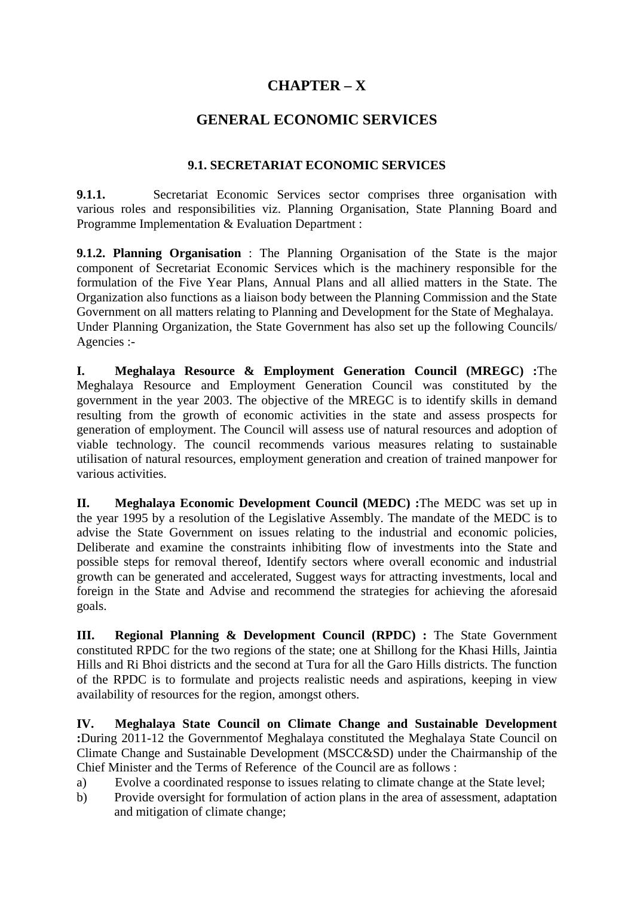# CHAPTER – X

# GENERAL ECONOMIC SERVICES

### 9.1. SECRETARIAT ECONOMIC SERVICES

**9.1.1.** Secretariat Economic Services sector comprises three organisation with various roles and responsibilities viz. Planning Organisation, State Planning Board and Programme Implementation & Evaluation Department :

**9.1.2. Planning Organisation** : The Planning Organisation of the State is the major component of Secretariat Economic Services which is the machinery responsible for the formulation of the Five Year Plans, Annual Plans and all allied matters in the State. The Organization also functions as a liaison body between the Planning Commission and the State Government on all matters relating to Planning and Development for the State of Meghalaya. Under Planning Organization, the State Government has also set up the following Councils/ Agencies :-

**I. Meghalaya Resource & Employment Generation Council (MREGC) :**The Meghalaya Resource and Employment Generation Council was constituted by the government in the year 2003. The objective of the MREGC is to identify skills in demand resulting from the growth of economic activities in the state and assess prospects for generation of employment. The Council will assess use of natural resources and adoption of viable technology. The council recommends various measures relating to sustainable utilisation of natural resources, employment generation and creation of trained manpower for various activities.

**II. Meghalaya Economic Development Council (MEDC) :**The MEDC was set up in the year 1995 by a resolution of the Legislative Assembly. The mandate of the MEDC is to advise the State Government on issues relating to the industrial and economic policies, Deliberate and examine the constraints inhibiting flow of investments into the State and possible steps for removal thereof, Identify sectors where overall economic and industrial growth can be generated and accelerated, Suggest ways for attracting investments, local and foreign in the State and Advise and recommend the strategies for achieving the aforesaid goals.

**III. Regional Planning & Development Council (RPDC) :** The State Government constituted RPDC for the two regions of the state; one at Shillong for the Khasi Hills, Jaintia Hills and Ri Bhoi districts and the second at Tura for all the Garo Hills districts. The function of the RPDC is to formulate and projects realistic needs and aspirations, keeping in view availability of resources for the region, amongst others.

**IV. Meghalaya State Council on Climate Change and Sustainable Development :**During 2011-12 the Governmentof Meghalaya constituted the Meghalaya State Council on Climate Change and Sustainable Development (MSCC&SD) under the Chairmanship of the Chief Minister and the Terms of Reference of the Council are as follows :

a) Evolve a coordinated response to issues relating to climate change at the State level;
b) Provide oversight for formulation of action plans in the area of assessment, adaptation and mitigation of climate change;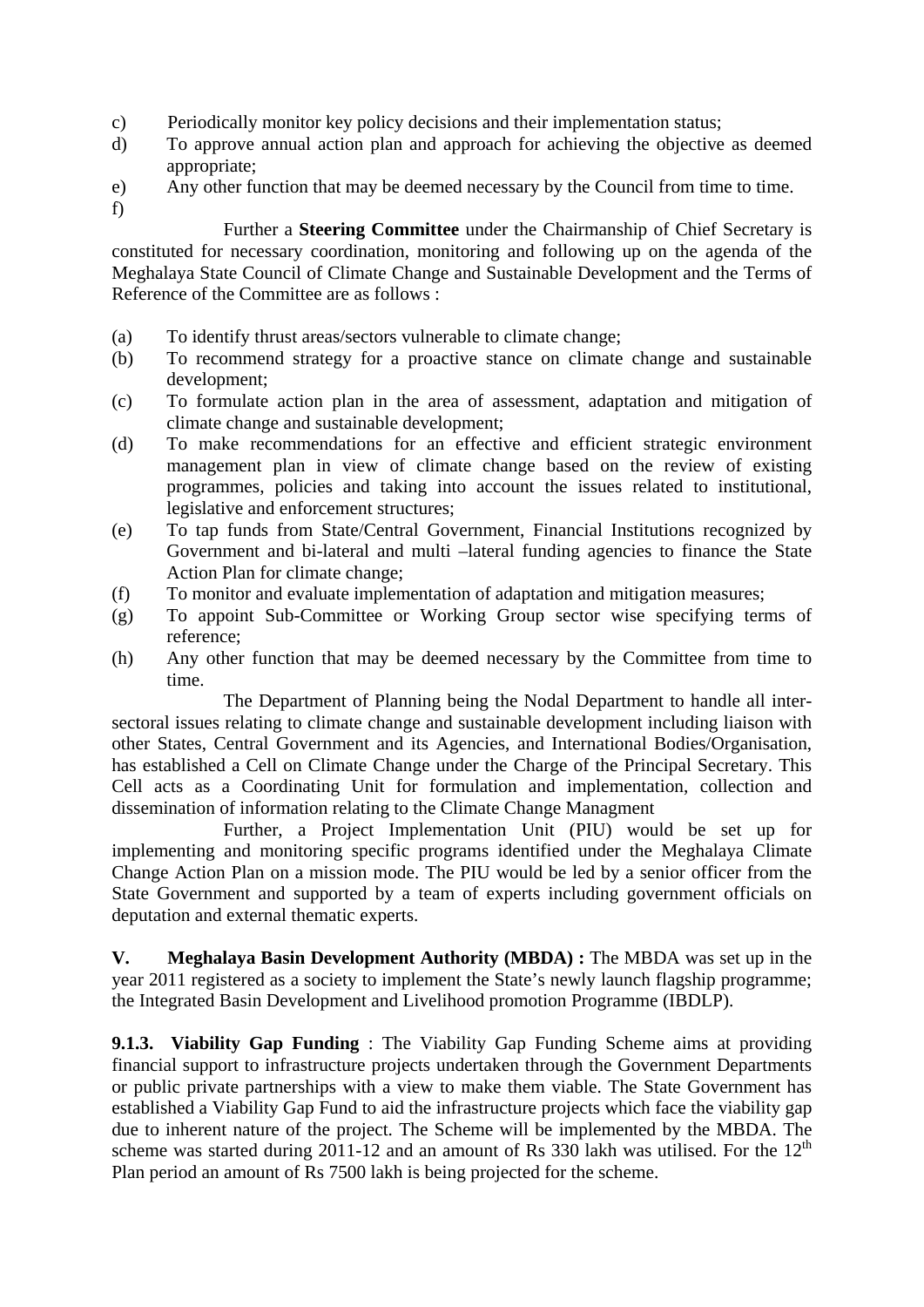c) Periodically monitor key policy decisions and their implementation status;

d) To approve annual action plan and approach for achieving the objective as deemed appropriate;

e) Any other function that may be deemed necessary by the Council from time to time.

f)

Further a **Steering Committee** under the Chairmanship of Chief Secretary is constituted for necessary coordination, monitoring and following up on the agenda of the Meghalaya State Council of Climate Change and Sustainable Development and the Terms of Reference of the Committee are as follows :

(a) To identify thrust areas/sectors vulnerable to climate change;

(b) To recommend strategy for a proactive stance on climate change and sustainable development;

(c) To formulate action plan in the area of assessment, adaptation and mitigation of climate change and sustainable development;

(d) To make recommendations for an effective and efficient strategic environment management plan in view of climate change based on the review of existing programmes, policies and taking into account the issues related to institutional, legislative and enforcement structures;

(e) To tap funds from State/Central Government, Financial Institutions recognized by Government and bi-lateral and multi –lateral funding agencies to finance the State Action Plan for climate change;

(f) To monitor and evaluate implementation of adaptation and mitigation measures;

(g) To appoint Sub-Committee or Working Group sector wise specifying terms of reference;

(h) Any other function that may be deemed necessary by the Committee from time to time.

The Department of Planning being the Nodal Department to handle all inter-sectoral issues relating to climate change and sustainable development including liaison with other States, Central Government and its Agencies, and International Bodies/Organisation, has established a Cell on Climate Change under the Charge of the Principal Secretary. This Cell acts as a Coordinating Unit for formulation and implementation, collection and dissemination of information relating to the Climate Change Managment

Further, a Project Implementation Unit (PIU) would be set up for implementing and monitoring specific programs identified under the Meghalaya Climate Change Action Plan on a mission mode. The PIU would be led by a senior officer from the State Government and supported by a team of experts including government officials on deputation and external thematic experts.

**V. Meghalaya Basin Development Authority (MBDA) :** The MBDA was set up in the year 2011 registered as a society to implement the State's newly launch flagship programme; the Integrated Basin Development and Livelihood promotion Programme (IBDLP).

**9.1.3. Viability Gap Funding** : The Viability Gap Funding Scheme aims at providing financial support to infrastructure projects undertaken through the Government Departments or public private partnerships with a view to make them viable. The State Government has established a Viability Gap Fund to aid the infrastructure projects which face the viability gap due to inherent nature of the project. The Scheme will be implemented by the MBDA. The scheme was started during 2011-12 and an amount of Rs 330 lakh was utilised. For the 12$^{th}$ Plan period an amount of Rs 7500 lakh is being projected for the scheme.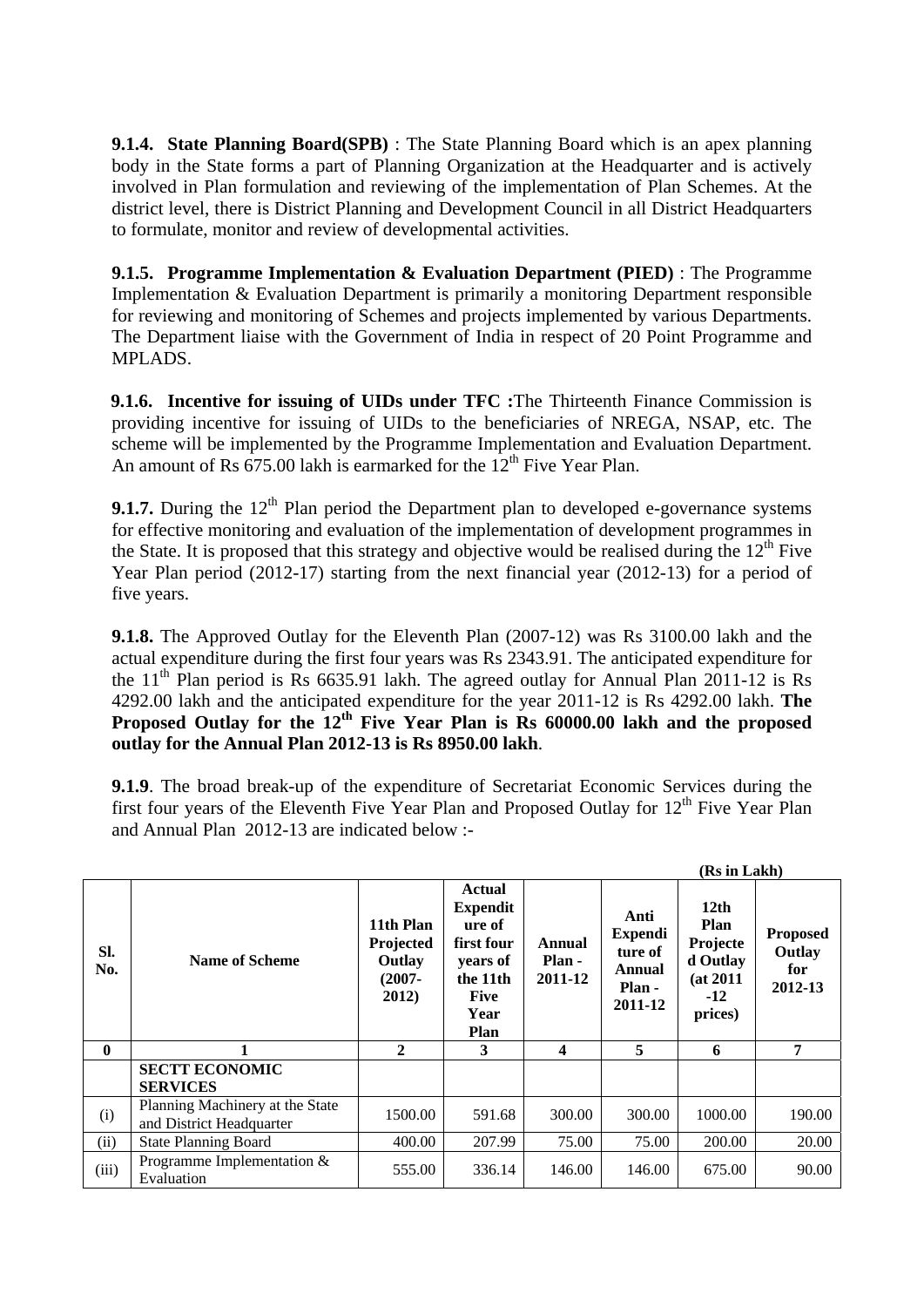**9.1.4. State Planning Board(SPB)** : The State Planning Board which is an apex planning body in the State forms a part of Planning Organization at the Headquarter and is actively involved in Plan formulation and reviewing of the implementation of Plan Schemes. At the district level, there is District Planning and Development Council in all District Headquarters to formulate, monitor and review of developmental activities.

**9.1.5. Programme Implementation & Evaluation Department (PIED)** : The Programme Implementation & Evaluation Department is primarily a monitoring Department responsible for reviewing and monitoring of Schemes and projects implemented by various Departments. The Department liaise with the Government of India in respect of 20 Point Programme and MPLADS.

**9.1.6. Incentive for issuing of UIDs under TFC :**The Thirteenth Finance Commission is providing incentive for issuing of UIDs to the beneficiaries of NREGA, NSAP, etc. The scheme will be implemented by the Programme Implementation and Evaluation Department. An amount of Rs 675.00 lakh is earmarked for the 12th Five Year Plan.

**9.1.7.** During the 12th Plan period the Department plan to developed e-governance systems for effective monitoring and evaluation of the implementation of development programmes in the State. It is proposed that this strategy and objective would be realised during the 12th Five Year Plan period (2012-17) starting from the next financial year (2012-13) for a period of five years.

**9.1.8.** The Approved Outlay for the Eleventh Plan (2007-12) was Rs 3100.00 lakh and the actual expenditure during the first four years was Rs 2343.91. The anticipated expenditure for the 11th Plan period is Rs 6635.91 lakh. The agreed outlay for Annual Plan 2011-12 is Rs 4292.00 lakh and the anticipated expenditure for the year 2011-12 is Rs 4292.00 lakh. **The Proposed Outlay for the 12th Five Year Plan is Rs 60000.00 lakh and the proposed outlay for the Annual Plan 2012-13 is Rs 8950.00 lakh**.

**9.1.9**. The broad break-up of the expenditure of Secretariat Economic Services during the first four years of the Eleventh Five Year Plan and Proposed Outlay for 12th Five Year Plan and Annual Plan 2012-13 are indicated below :-

**(Rs in Lakh)**

| Sl. No. | Name of Scheme | 11th Plan Projected Outlay (2007-2012) | Actual Expenditure of first four years of the 11th Five Year Plan | Annual Plan - 2011-12 | Anti Expenditure of Annual Plan - 2011-12 | 12th Plan Projected Outlay (at 2011-12 prices) | Proposed Outlay for 2012-13 |
|---|---|---|---|---|---|---|---|
| **0** | **1** | **2** | **3** | **4** | **5** | **6** | **7** |
| | **SECTT ECONOMIC SERVICES** | | | | | | |
| (i) | Planning Machinery at the State and District Headquarter | 1500.00 | 591.68 | 300.00 | 300.00 | 1000.00 | 190.00 |
| (ii) | State Planning Board | 400.00 | 207.99 | 75.00 | 75.00 | 200.00 | 20.00 |
| (iii) | Programme Implementation & Evaluation | 555.00 | 336.14 | 146.00 | 146.00 | 675.00 | 90.00 |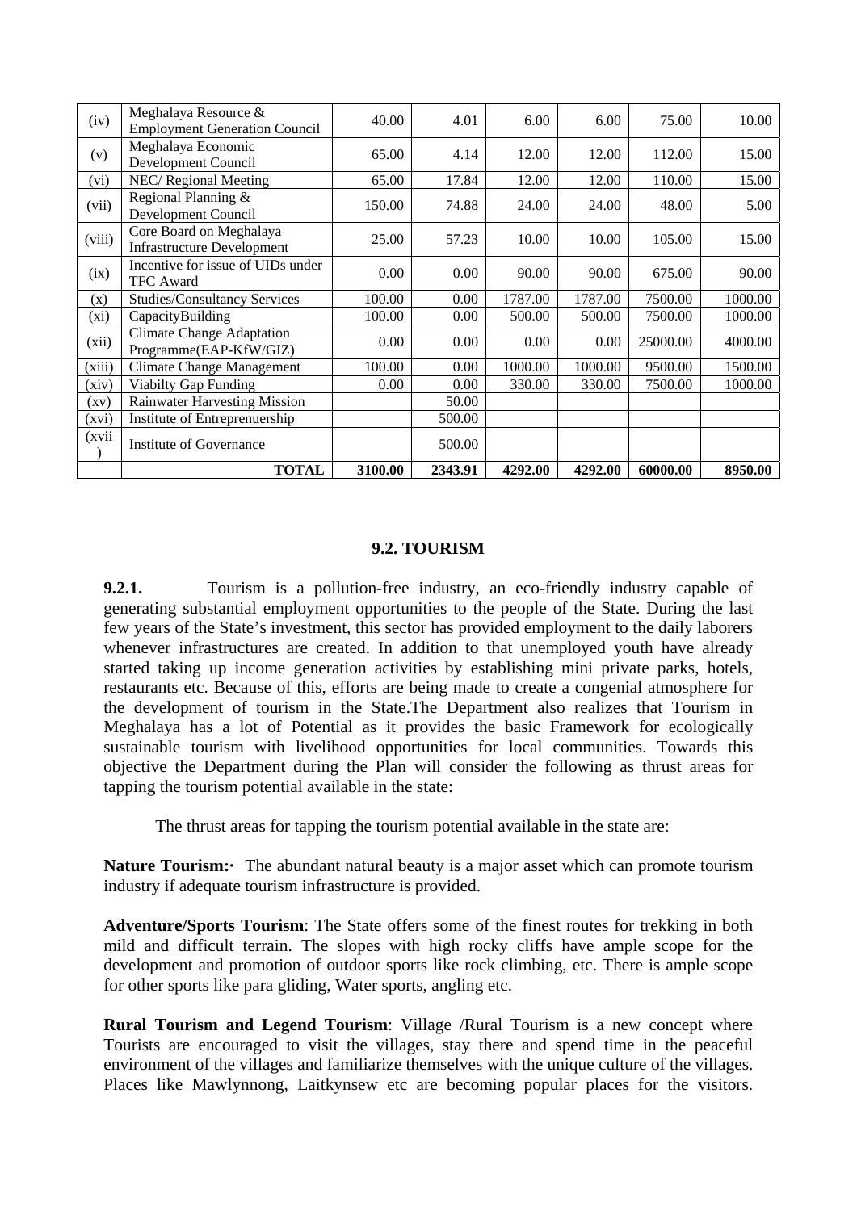| (iv) | Meghalaya Resource & Employment Generation Council | 40.00 | 4.01 | 6.00 | 6.00 | 75.00 | 10.00 |
|---|---|---|---|---|---|---|---|
| (v) | Meghalaya Economic Development Council | 65.00 | 4.14 | 12.00 | 12.00 | 112.00 | 15.00 |
| (vi) | NEC/ Regional Meeting | 65.00 | 17.84 | 12.00 | 12.00 | 110.00 | 15.00 |
| (vii) | Regional Planning & Development Council | 150.00 | 74.88 | 24.00 | 24.00 | 48.00 | 5.00 |
| (viii) | Core Board on Meghalaya Infrastructure Development | 25.00 | 57.23 | 10.00 | 10.00 | 105.00 | 15.00 |
| (ix) | Incentive for issue of UIDs under TFC Award | 0.00 | 0.00 | 90.00 | 90.00 | 675.00 | 90.00 |
| (x) | Studies/Consultancy Services | 100.00 | 0.00 | 1787.00 | 1787.00 | 7500.00 | 1000.00 |
| (xi) | CapacityBuilding | 100.00 | 0.00 | 500.00 | 500.00 | 7500.00 | 1000.00 |
| (xii) | Climate Change Adaptation Programme(EAP-KfW/GIZ) | 0.00 | 0.00 | 0.00 | 0.00 | 25000.00 | 4000.00 |
| (xiii) | Climate Change Management | 100.00 | 0.00 | 1000.00 | 1000.00 | 9500.00 | 1500.00 |
| (xiv) | Viabilty Gap Funding | 0.00 | 0.00 | 330.00 | 330.00 | 7500.00 | 1000.00 |
| (xv) | Rainwater Harvesting Mission | | 50.00 | | | | |
| (xvi) | Institute of Entreprenuership | | 500.00 | | | | |
| (xvii) | Institute of Governance | | 500.00 | | | | |
| | **TOTAL** | **3100.00** | **2343.91** | **4292.00** | **4292.00** | **60000.00** | **8950.00** |

## 9.2. TOURISM

**9.2.1.** Tourism is a pollution-free industry, an eco-friendly industry capable of generating substantial employment opportunities to the people of the State. During the last few years of the State's investment, this sector has provided employment to the daily laborers whenever infrastructures are created. In addition to that unemployed youth have already started taking up income generation activities by establishing mini private parks, hotels, restaurants etc. Because of this, efforts are being made to create a congenial atmosphere for the development of tourism in the State.The Department also realizes that Tourism in Meghalaya has a lot of Potential as it provides the basic Framework for ecologically sustainable tourism with livelihood opportunities for local communities. Towards this objective the Department during the Plan will consider the following as thrust areas for tapping the tourism potential available in the state:

The thrust areas for tapping the tourism potential available in the state are:

**Nature Tourism:·** The abundant natural beauty is a major asset which can promote tourism industry if adequate tourism infrastructure is provided.

**Adventure/Sports Tourism**: The State offers some of the finest routes for trekking in both mild and difficult terrain. The slopes with high rocky cliffs have ample scope for the development and promotion of outdoor sports like rock climbing, etc. There is ample scope for other sports like para gliding, Water sports, angling etc.

**Rural Tourism and Legend Tourism**: Village /Rural Tourism is a new concept where Tourists are encouraged to visit the villages, stay there and spend time in the peaceful environment of the villages and familiarize themselves with the unique culture of the villages. Places like Mawlynnong, Laitkynsew etc are becoming popular places for the visitors.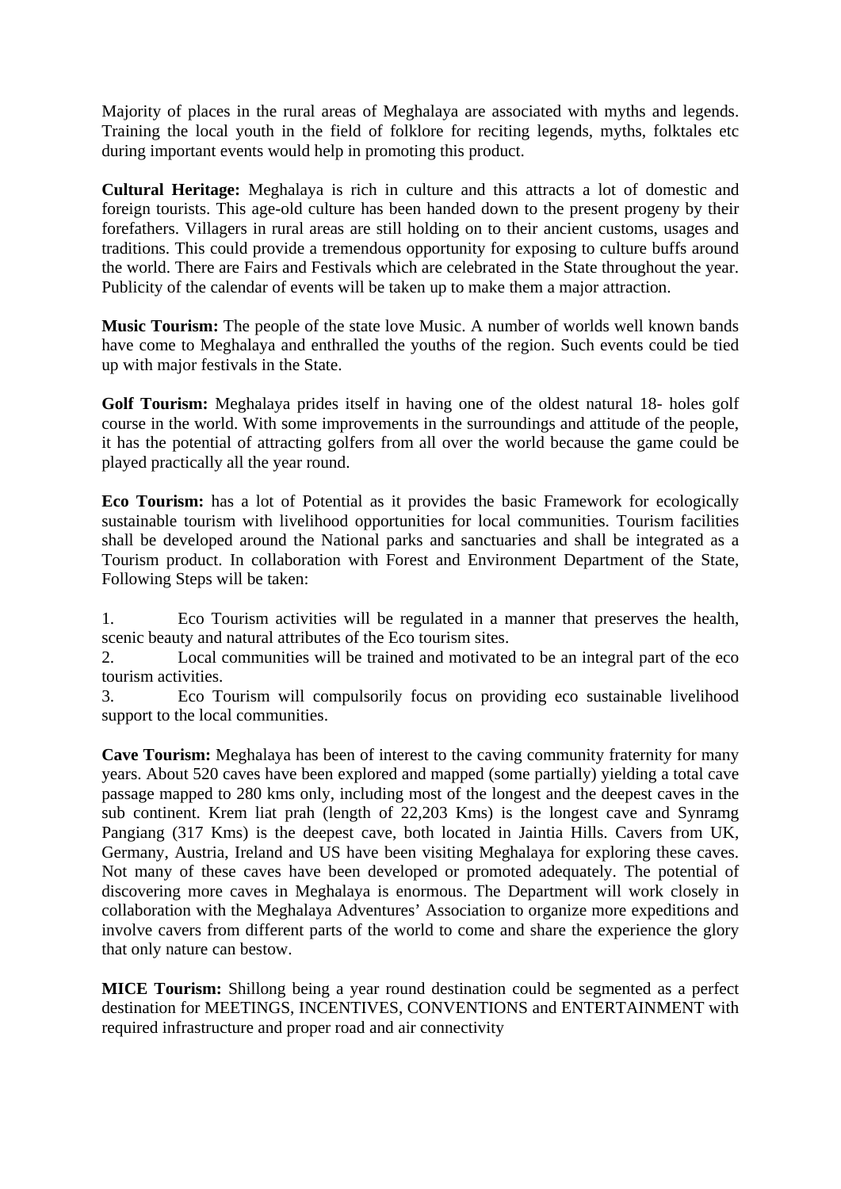Majority of places in the rural areas of Meghalaya are associated with myths and legends. Training the local youth in the field of folklore for reciting legends, myths, folktales etc during important events would help in promoting this product.

**Cultural Heritage:** Meghalaya is rich in culture and this attracts a lot of domestic and foreign tourists. This age-old culture has been handed down to the present progeny by their forefathers. Villagers in rural areas are still holding on to their ancient customs, usages and traditions. This could provide a tremendous opportunity for exposing to culture buffs around the world. There are Fairs and Festivals which are celebrated in the State throughout the year. Publicity of the calendar of events will be taken up to make them a major attraction.

**Music Tourism:** The people of the state love Music. A number of worlds well known bands have come to Meghalaya and enthralled the youths of the region. Such events could be tied up with major festivals in the State.

**Golf Tourism:** Meghalaya prides itself in having one of the oldest natural 18- holes golf course in the world. With some improvements in the surroundings and attitude of the people, it has the potential of attracting golfers from all over the world because the game could be played practically all the year round.

**Eco Tourism:** has a lot of Potential as it provides the basic Framework for ecologically sustainable tourism with livelihood opportunities for local communities. Tourism facilities shall be developed around the National parks and sanctuaries and shall be integrated as a Tourism product. In collaboration with Forest and Environment Department of the State, Following Steps will be taken:

1. Eco Tourism activities will be regulated in a manner that preserves the health, scenic beauty and natural attributes of the Eco tourism sites.
2. Local communities will be trained and motivated to be an integral part of the eco tourism activities.
3. Eco Tourism will compulsorily focus on providing eco sustainable livelihood support to the local communities.

**Cave Tourism:** Meghalaya has been of interest to the caving community fraternity for many years. About 520 caves have been explored and mapped (some partially) yielding a total cave passage mapped to 280 kms only, including most of the longest and the deepest caves in the sub continent. Krem liat prah (length of 22,203 Kms) is the longest cave and Synramg Pangiang (317 Kms) is the deepest cave, both located in Jaintia Hills. Cavers from UK, Germany, Austria, Ireland and US have been visiting Meghalaya for exploring these caves. Not many of these caves have been developed or promoted adequately. The potential of discovering more caves in Meghalaya is enormous. The Department will work closely in collaboration with the Meghalaya Adventures' Association to organize more expeditions and involve cavers from different parts of the world to come and share the experience the glory that only nature can bestow.

**MICE Tourism:** Shillong being a year round destination could be segmented as a perfect destination for MEETINGS, INCENTIVES, CONVENTIONS and ENTERTAINMENT with required infrastructure and proper road and air connectivity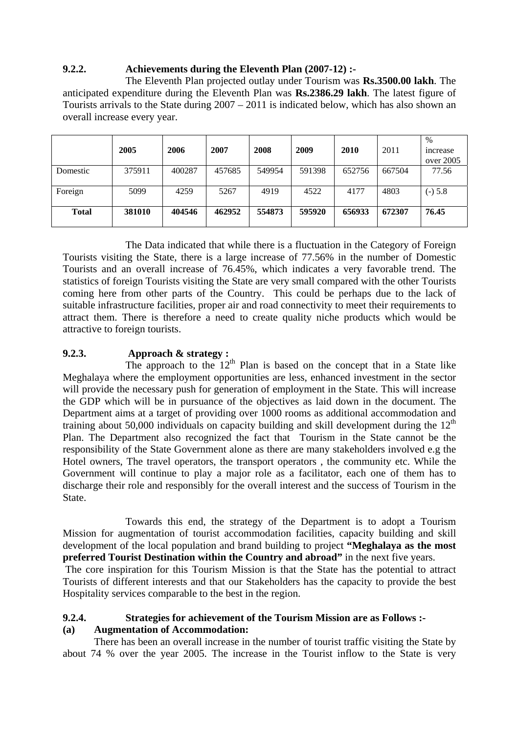### 9.2.2. Achievements during the Eleventh Plan (2007-12) :-

The Eleventh Plan projected outlay under Tourism was **Rs.3500.00 lakh**. The anticipated expenditure during the Eleventh Plan was **Rs.2386.29 lakh**. The latest figure of Tourists arrivals to the State during 2007 – 2011 is indicated below, which has also shown an overall increase every year.

| | 2005 | 2006 | 2007 | 2008 | 2009 | 2010 | 2011 | % increase over 2005 |
|---|---|---|---|---|---|---|---|---|
| Domestic | 375911 | 400287 | 457685 | 549954 | 591398 | 652756 | 667504 | 77.56 |
| Foreign | 5099 | 4259 | 5267 | 4919 | 4522 | 4177 | 4803 | (-) 5.8 |
| **Total** | **381010** | **404546** | **462952** | **554873** | **595920** | **656933** | **672307** | **76.45** |

The Data indicated that while there is a fluctuation in the Category of Foreign Tourists visiting the State, there is a large increase of 77.56% in the number of Domestic Tourists and an overall increase of 76.45%, which indicates a very favorable trend. The statistics of foreign Tourists visiting the State are very small compared with the other Tourists coming here from other parts of the Country. This could be perhaps due to the lack of suitable infrastructure facilities, proper air and road connectivity to meet their requirements to attract them. There is therefore a need to create quality niche products which would be attractive to foreign tourists.

### 9.2.3. Approach & strategy :

The approach to the 12th Plan is based on the concept that in a State like Meghalaya where the employment opportunities are less, enhanced investment in the sector will provide the necessary push for generation of employment in the State. This will increase the GDP which will be in pursuance of the objectives as laid down in the document. The Department aims at a target of providing over 1000 rooms as additional accommodation and training about 50,000 individuals on capacity building and skill development during the 12th Plan. The Department also recognized the fact that Tourism in the State cannot be the responsibility of the State Government alone as there are many stakeholders involved e.g the Hotel owners, The travel operators, the transport operators , the community etc. While the Government will continue to play a major role as a facilitator, each one of them has to discharge their role and responsibly for the overall interest and the success of Tourism in the State.

Towards this end, the strategy of the Department is to adopt a Tourism Mission for augmentation of tourist accommodation facilities, capacity building and skill development of the local population and brand building to project **"Meghalaya as the most preferred Tourist Destination within the Country and abroad"** in the next five years.

The core inspiration for this Tourism Mission is that the State has the potential to attract Tourists of different interests and that our Stakeholders has the capacity to provide the best Hospitality services comparable to the best in the region.

### 9.2.4. Strategies for achievement of the Tourism Mission are as Follows :-

**(a) Augmentation of Accommodation:**

There has been an overall increase in the number of tourist traffic visiting the State by about 74 % over the year 2005. The increase in the Tourist inflow to the State is very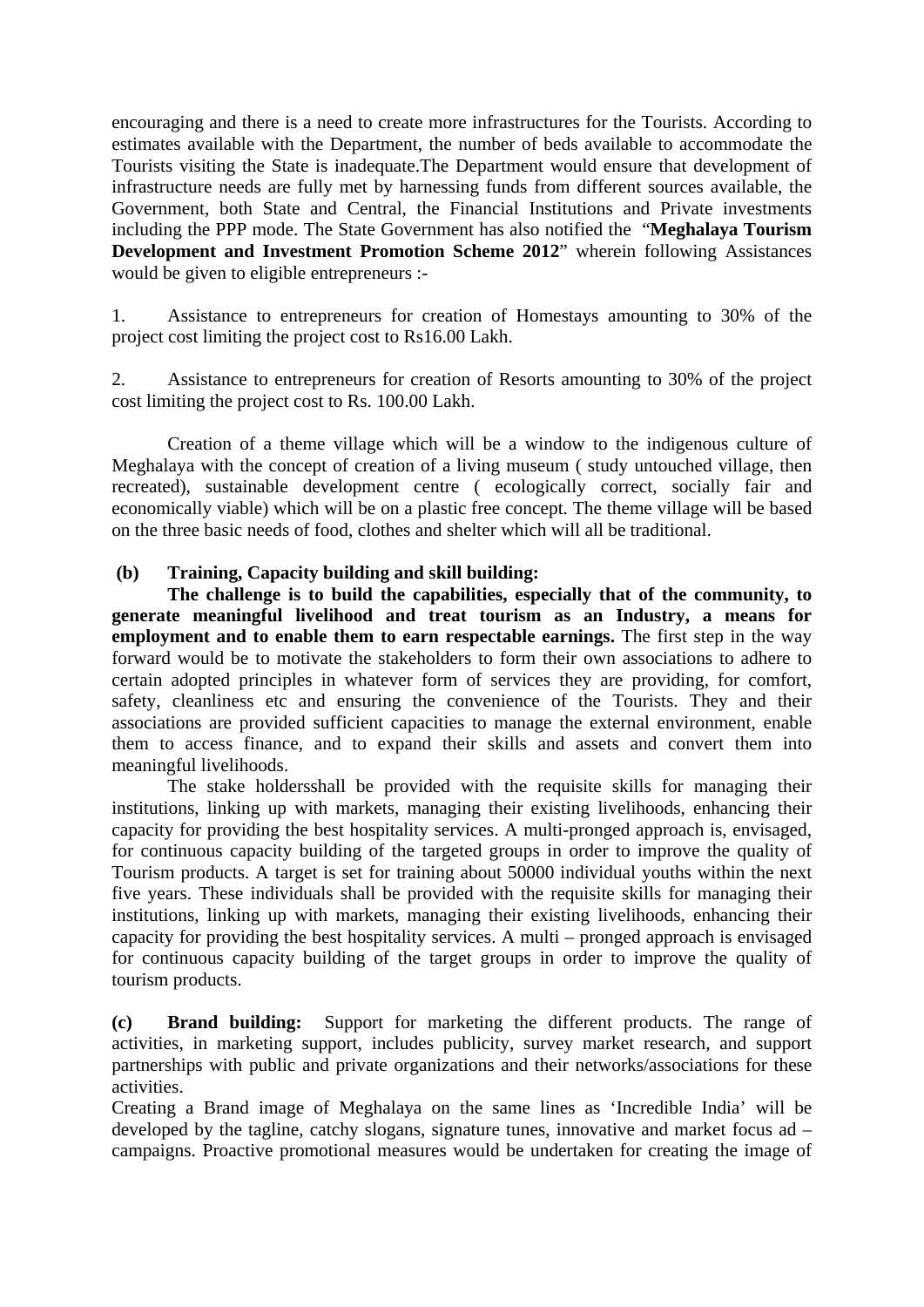encouraging and there is a need to create more infrastructures for the Tourists. According to estimates available with the Department, the number of beds available to accommodate the Tourists visiting the State is inadequate.The Department would ensure that development of infrastructure needs are fully met by harnessing funds from different sources available, the Government, both State and Central, the Financial Institutions and Private investments including the PPP mode. The State Government has also notified the "**Meghalaya Tourism Development and Investment Promotion Scheme 2012**" wherein following Assistances would be given to eligible entrepreneurs :-

1. Assistance to entrepreneurs for creation of Homestays amounting to 30% of the project cost limiting the project cost to Rs16.00 Lakh.

2. Assistance to entrepreneurs for creation of Resorts amounting to 30% of the project cost limiting the project cost to Rs. 100.00 Lakh.

Creation of a theme village which will be a window to the indigenous culture of Meghalaya with the concept of creation of a living museum ( study untouched village, then recreated), sustainable development centre ( ecologically correct, socially fair and economically viable) which will be on a plastic free concept. The theme village will be based on the three basic needs of food, clothes and shelter which will all be traditional.

**(b) Training, Capacity building and skill building:**

**The challenge is to build the capabilities, especially that of the community, to generate meaningful livelihood and treat tourism as an Industry, a means for employment and to enable them to earn respectable earnings.** The first step in the way forward would be to motivate the stakeholders to form their own associations to adhere to certain adopted principles in whatever form of services they are providing, for comfort, safety, cleanliness etc and ensuring the convenience of the Tourists. They and their associations are provided sufficient capacities to manage the external environment, enable them to access finance, and to expand their skills and assets and convert them into meaningful livelihoods.

The stake holdersshall be provided with the requisite skills for managing their institutions, linking up with markets, managing their existing livelihoods, enhancing their capacity for providing the best hospitality services. A multi-pronged approach is, envisaged, for continuous capacity building of the targeted groups in order to improve the quality of Tourism products. A target is set for training about 50000 individual youths within the next five years. These individuals shall be provided with the requisite skills for managing their institutions, linking up with markets, managing their existing livelihoods, enhancing their capacity for providing the best hospitality services. A multi – pronged approach is envisaged for continuous capacity building of the target groups in order to improve the quality of tourism products.

**(c) Brand building:** Support for marketing the different products. The range of activities, in marketing support, includes publicity, survey market research, and support partnerships with public and private organizations and their networks/associations for these activities.

Creating a Brand image of Meghalaya on the same lines as 'Incredible India' will be developed by the tagline, catchy slogans, signature tunes, innovative and market focus ad – campaigns. Proactive promotional measures would be undertaken for creating the image of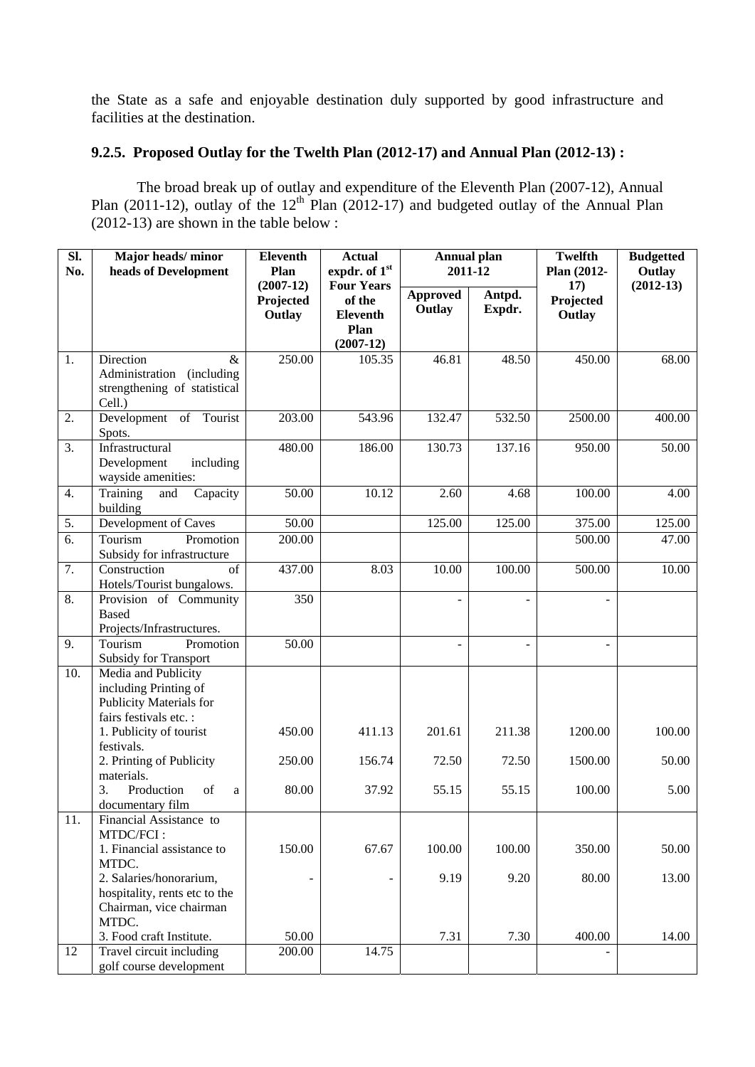the State as a safe and enjoyable destination duly supported by good infrastructure and facilities at the destination.

### 9.2.5. Proposed Outlay for the Twelth Plan (2012-17) and Annual Plan (2012-13) :

The broad break up of outlay and expenditure of the Eleventh Plan (2007-12), Annual Plan (2011-12), outlay of the 12th Plan (2012-17) and budgeted outlay of the Annual Plan (2012-13) are shown in the table below :

| Sl. No. | Major heads/ minor heads of Development | Eleventh Plan (2007-12) Projected Outlay | Actual expdr. of 1st Four Years of the Eleventh Plan (2007-12) | Annual plan 2011-12 | | Twelfth Plan (2012-17) Projected Outlay | Budgetted Outlay (2012-13) |
|---|---|---|---|---|---|---|---|
| | | | | Approved Outlay | Antpd. Expdr. | | |
| 1. | Direction & Administration (including strengthening of statistical Cell.) | 250.00 | 105.35 | 46.81 | 48.50 | 450.00 | 68.00 |
| 2. | Development of Tourist Spots. | 203.00 | 543.96 | 132.47 | 532.50 | 2500.00 | 400.00 |
| 3. | Infrastructural Development including wayside amenities: | 480.00 | 186.00 | 130.73 | 137.16 | 950.00 | 50.00 |
| 4. | Training and Capacity building | 50.00 | 10.12 | 2.60 | 4.68 | 100.00 | 4.00 |
| 5. | Development of Caves | 50.00 | | 125.00 | 125.00 | 375.00 | 125.00 |
| 6. | Tourism Promotion Subsidy for infrastructure | 200.00 | | | | 500.00 | 47.00 |
| 7. | Construction of Hotels/Tourist bungalows. | 437.00 | 8.03 | 10.00 | 100.00 | 500.00 | 10.00 |
| 8. | Provision of Community Based Projects/Infrastructures. | 350 | | - | - | - | |
| 9. | Tourism Promotion Subsidy for Transport | 50.00 | | - | - | - | |
| 10. | Media and Publicity including Printing of Publicity Materials for fairs festivals etc. : | | | | | | |
| | 1. Publicity of tourist festivals. | 450.00 | 411.13 | 201.61 | 211.38 | 1200.00 | 100.00 |
| | 2. Printing of Publicity materials. | 250.00 | 156.74 | 72.50 | 72.50 | 1500.00 | 50.00 |
| | 3. Production of a documentary film | 80.00 | 37.92 | 55.15 | 55.15 | 100.00 | 5.00 |
| 11. | Financial Assistance to MTDC/FCI : | | | | | | |
| | 1. Financial assistance to MTDC. | 150.00 | 67.67 | 100.00 | 100.00 | 350.00 | 50.00 |
| | 2. Salaries/honorarium, hospitality, rents etc to the Chairman, vice chairman MTDC. | - | - | 9.19 | 9.20 | 80.00 | 13.00 |
| | 3. Food craft Institute. | 50.00 | | 7.31 | 7.30 | 400.00 | 14.00 |
| 12 | Travel circuit including golf course development | 200.00 | 14.75 | | | - | |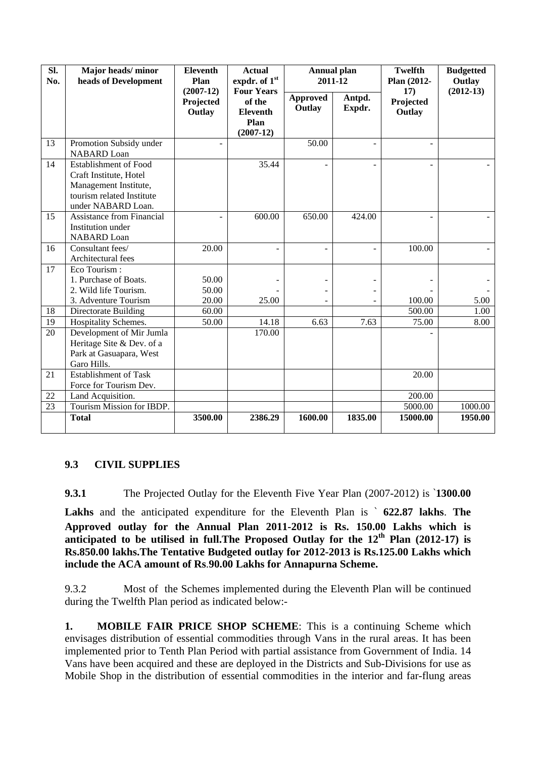| Sl. No. | Major heads/ minor heads of Development | Eleventh Plan (2007-12) Projected Outlay | Actual expdr. of 1st Four Years of the Eleventh Plan (2007-12) | Annual plan 2011-12 | | Twelfth Plan (2012-17) Projected Outlay | Budgetted Outlay (2012-13) |
|---|---|---|---|---|---|---|---|
| | | | | Approved Outlay | Antpd. Expdr. | | |
| 13 | Promotion Subsidy under NABARD Loan | - | | 50.00 | - | - | |
| 14 | Establishment of Food Craft Institute, Hotel Management Institute, tourism related Institute under NABARD Loan. | | 35.44 | - | - | - | - |
| 15 | Assistance from Financial Institution under NABARD Loan | - | 600.00 | 650.00 | 424.00 | - | - |
| 16 | Consultant fees/ Architectural fees | 20.00 | - | - | - | 100.00 | - |
| 17 | Eco Tourism :<br>1. Purchase of Boats.<br>2. Wild life Tourism.<br>3. Adventure Tourism | <br>50.00<br>50.00<br>20.00 | <br>-<br>-<br>25.00 | <br>-<br>-<br>- | <br>-<br>-<br>- | <br>-<br>-<br>100.00 | <br>-<br>-<br>5.00 |
| 18 | Directorate Building | 60.00 | | | | 500.00 | 1.00 |
| 19 | Hospitality Schemes. | 50.00 | 14.18 | 6.63 | 7.63 | 75.00 | 8.00 |
| 20 | Development of Mir Jumla Heritage Site & Dev. of a Park at Gasuapara, West Garo Hills. | | 170.00 | | | - | |
| 21 | Establishment of Task Force for Tourism Dev. | | | | | 20.00 | |
| 22 | Land Acquisition. | | | | | 200.00 | |
| 23 | Tourism Mission for IBDP. | | | | | 5000.00 | 1000.00 |
| | **Total** | **3500.00** | **2386.29** | **1600.00** | **1835.00** | **15000.00** | **1950.00** |

### 9.3 CIVIL SUPPLIES

**9.3.1** The Projected Outlay for the Eleventh Five Year Plan (2007-2012) is `**1300.00 Lakhs** and the anticipated expenditure for the Eleventh Plan is ` **622.87 lakhs**. **The Approved outlay for the Annual Plan 2011-2012 is Rs. 150.00 Lakhs which is anticipated to be utilised in full.The Proposed Outlay for the 12th Plan (2012-17) is Rs.850.00 lakhs.The Tentative Budgeted outlay for 2012-2013 is Rs.125.00 Lakhs which include the ACA amount of Rs.90.00 Lakhs for Annapurna Scheme.**

9.3.2 Most of the Schemes implemented during the Eleventh Plan will be continued during the Twelfth Plan period as indicated below:-

**1. MOBILE FAIR PRICE SHOP SCHEME**: This is a continuing Scheme which envisages distribution of essential commodities through Vans in the rural areas. It has been implemented prior to Tenth Plan Period with partial assistance from Government of India. 14 Vans have been acquired and these are deployed in the Districts and Sub-Divisions for use as Mobile Shop in the distribution of essential commodities in the interior and far-flung areas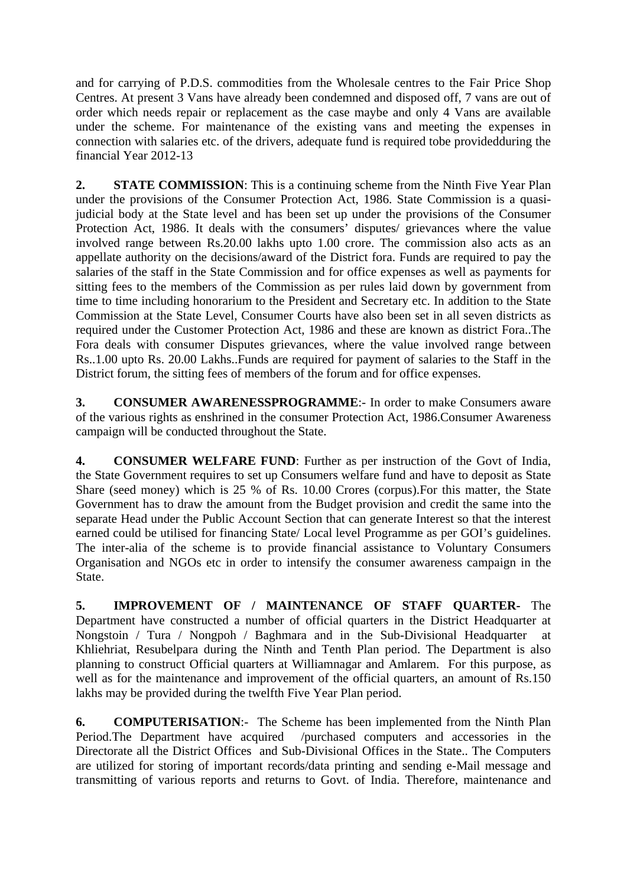and for carrying of P.D.S. commodities from the Wholesale centres to the Fair Price Shop Centres. At present 3 Vans have already been condemned and disposed off, 7 vans are out of order which needs repair or replacement as the case maybe and only 4 Vans are available under the scheme. For maintenance of the existing vans and meeting the expenses in connection with salaries etc. of the drivers, adequate fund is required tobe providedduring the financial Year 2012-13

**2. STATE COMMISSION**: This is a continuing scheme from the Ninth Five Year Plan under the provisions of the Consumer Protection Act, 1986. State Commission is a quasi-judicial body at the State level and has been set up under the provisions of the Consumer Protection Act, 1986. It deals with the consumers' disputes/ grievances where the value involved range between Rs.20.00 lakhs upto 1.00 crore. The commission also acts as an appellate authority on the decisions/award of the District fora. Funds are required to pay the salaries of the staff in the State Commission and for office expenses as well as payments for sitting fees to the members of the Commission as per rules laid down by government from time to time including honorarium to the President and Secretary etc. In addition to the State Commission at the State Level, Consumer Courts have also been set in all seven districts as required under the Customer Protection Act, 1986 and these are known as district Fora..The Fora deals with consumer Disputes grievances, where the value involved range between Rs..1.00 upto Rs. 20.00 Lakhs..Funds are required for payment of salaries to the Staff in the District forum, the sitting fees of members of the forum and for office expenses.

**3. CONSUMER AWARENESSPROGRAMME**:- In order to make Consumers aware of the various rights as enshrined in the consumer Protection Act, 1986.Consumer Awareness campaign will be conducted throughout the State.

**4. CONSUMER WELFARE FUND**: Further as per instruction of the Govt of India, the State Government requires to set up Consumers welfare fund and have to deposit as State Share (seed money) which is 25 % of Rs. 10.00 Crores (corpus).For this matter, the State Government has to draw the amount from the Budget provision and credit the same into the separate Head under the Public Account Section that can generate Interest so that the interest earned could be utilised for financing State/ Local level Programme as per GOI's guidelines. The inter-alia of the scheme is to provide financial assistance to Voluntary Consumers Organisation and NGOs etc in order to intensify the consumer awareness campaign in the State.

**5. IMPROVEMENT OF / MAINTENANCE OF STAFF QUARTER-** The Department have constructed a number of official quarters in the District Headquarter at Nongstoin / Tura / Nongpoh / Baghmara and in the Sub-Divisional Headquarter at Khliehriat, Resubelpara during the Ninth and Tenth Plan period. The Department is also planning to construct Official quarters at Williamnagar and Amlarem. For this purpose, as well as for the maintenance and improvement of the official quarters, an amount of Rs.150 lakhs may be provided during the twelfth Five Year Plan period.

**6. COMPUTERISATION**:- The Scheme has been implemented from the Ninth Plan Period.The Department have acquired /purchased computers and accessories in the Directorate all the District Offices and Sub-Divisional Offices in the State.. The Computers are utilized for storing of important records/data printing and sending e-Mail message and transmitting of various reports and returns to Govt. of India. Therefore, maintenance and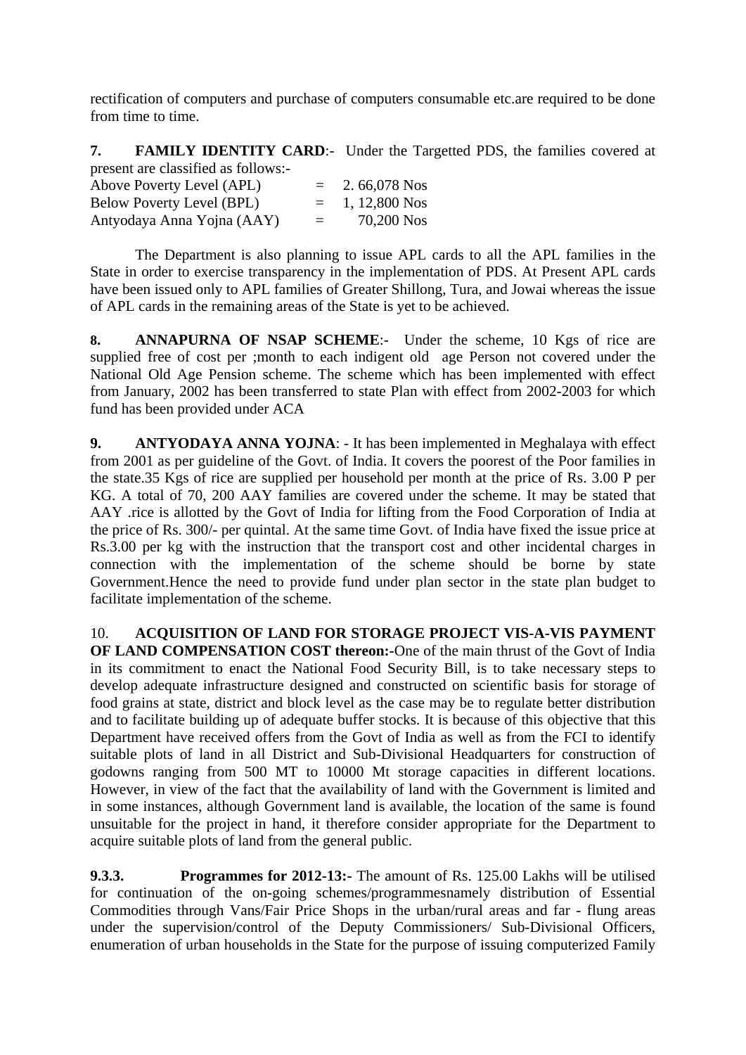rectification of computers and purchase of computers consumable etc.are required to be done from time to time.

**7. FAMILY IDENTITY CARD**:- Under the Targetted PDS, the families covered at present are classified as follows:-

| | | |
|---|---|---|
| Above Poverty Level (APL) | = | 2. 66,078 Nos |
| Below Poverty Level (BPL) | = | 1, 12,800 Nos |
| Antyodaya Anna Yojna (AAY) | = | 70,200 Nos |

The Department is also planning to issue APL cards to all the APL families in the State in order to exercise transparency in the implementation of PDS. At Present APL cards have been issued only to APL families of Greater Shillong, Tura, and Jowai whereas the issue of APL cards in the remaining areas of the State is yet to be achieved.

**8. ANNAPURNA OF NSAP SCHEME**:- Under the scheme, 10 Kgs of rice are supplied free of cost per ;month to each indigent old age Person not covered under the National Old Age Pension scheme. The scheme which has been implemented with effect from January, 2002 has been transferred to state Plan with effect from 2002-2003 for which fund has been provided under ACA

**9. ANTYODAYA ANNA YOJNA**: - It has been implemented in Meghalaya with effect from 2001 as per guideline of the Govt. of India. It covers the poorest of the Poor families in the state.35 Kgs of rice are supplied per household per month at the price of Rs. 3.00 P per KG. A total of 70, 200 AAY families are covered under the scheme. It may be stated that AAY .rice is allotted by the Govt of India for lifting from the Food Corporation of India at the price of Rs. 300/- per quintal. At the same time Govt. of India have fixed the issue price at Rs.3.00 per kg with the instruction that the transport cost and other incidental charges in connection with the implementation of the scheme should be borne by state Government.Hence the need to provide fund under plan sector in the state plan budget to facilitate implementation of the scheme.

10. **ACQUISITION OF LAND FOR STORAGE PROJECT VIS-A-VIS PAYMENT OF LAND COMPENSATION COST thereon:-**One of the main thrust of the Govt of India in its commitment to enact the National Food Security Bill, is to take necessary steps to develop adequate infrastructure designed and constructed on scientific basis for storage of food grains at state, district and block level as the case may be to regulate better distribution and to facilitate building up of adequate buffer stocks. It is because of this objective that this Department have received offers from the Govt of India as well as from the FCI to identify suitable plots of land in all District and Sub-Divisional Headquarters for construction of godowns ranging from 500 MT to 10000 Mt storage capacities in different locations. However, in view of the fact that the availability of land with the Government is limited and in some instances, although Government land is available, the location of the same is found unsuitable for the project in hand, it therefore consider appropriate for the Department to acquire suitable plots of land from the general public.

**9.3.3. Programmes for 2012-13:-** The amount of Rs. 125.00 Lakhs will be utilised for continuation of the on-going schemes/programmesnamely distribution of Essential Commodities through Vans/Fair Price Shops in the urban/rural areas and far - flung areas under the supervision/control of the Deputy Commissioners/ Sub-Divisional Officers, enumeration of urban households in the State for the purpose of issuing computerized Family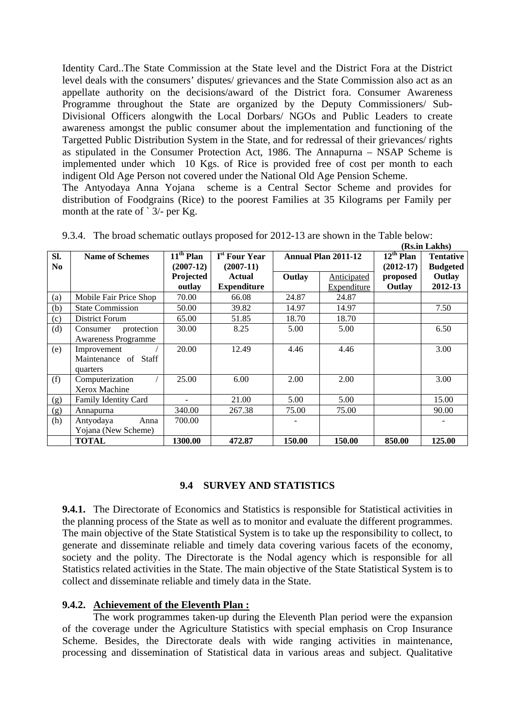Identity Card..The State Commission at the State level and the District Fora at the District level deals with the consumers' disputes/ grievances and the State Commission also act as an appellate authority on the decisions/award of the District fora. Consumer Awareness Programme throughout the State are organized by the Deputy Commissioners/ Sub-Divisional Officers alongwith the Local Dorbars/ NGOs and Public Leaders to create awareness amongst the public consumer about the implementation and functioning of the Targetted Public Distribution System in the State, and for redressal of their grievances/ rights as stipulated in the Consumer Protection Act, 1986. The Annapurna – NSAP Scheme is implemented under which 10 Kgs. of Rice is provided free of cost per month to each indigent Old Age Person not covered under the National Old Age Pension Scheme.

The Antyodaya Anna Yojana scheme is a Central Sector Scheme and provides for distribution of Foodgrains (Rice) to the poorest Families at 35 Kilograms per Family per month at the rate of ` 3/- per Kg.

9.3.4. The broad schematic outlays proposed for 2012-13 are shown in the Table below:

**(Rs.in Lakhs)**

| Sl. No | Name of Schemes | 11th Plan (2007-12) Projected outlay | Ist Four Year (2007-11) Actual Expenditure | Annual Plan 2011-12 | | 12th Plan (2012-17) proposed Outlay | Tentative Budgeted Outlay 2012-13 |
|---|---|---|---|---|---|---|---|
| | | | | Outlay | Anticipated Expenditure | | |
| (a) | Mobile Fair Price Shop | 70.00 | 66.08 | 24.87 | 24.87 | | |
| (b) | State Commission | 50.00 | 39.82 | 14.97 | 14.97 | | 7.50 |
| (c) | District Forum | 65.00 | 51.85 | 18.70 | 18.70 | | |
| (d) | Consumer protection Awareness Programme | 30.00 | 8.25 | 5.00 | 5.00 | | 6.50 |
| (e) | Improvement / Maintenance of Staff quarters | 20.00 | 12.49 | 4.46 | 4.46 | | 3.00 |
| (f) | Computerization / Xerox Machine | 25.00 | 6.00 | 2.00 | 2.00 | | 3.00 |
| (g) | Family Identity Card | - | 21.00 | 5.00 | 5.00 | | 15.00 |
| (g) | Annapurna | 340.00 | 267.38 | 75.00 | 75.00 | | 90.00 |
| (h) | Antyodaya Anna Yojana (New Scheme) | 700.00 | | - | | | - |
| | **TOTAL** | **1300.00** | **472.87** | **150.00** | **150.00** | **850.00** | **125.00** |

## 9.4 SURVEY AND STATISTICS

**9.4.1.** The Directorate of Economics and Statistics is responsible for Statistical activities in the planning process of the State as well as to monitor and evaluate the different programmes. The main objective of the State Statistical System is to take up the responsibility to collect, to generate and disseminate reliable and timely data covering various facets of the economy, society and the polity. The Directorate is the Nodal agency which is responsible for all Statistics related activities in the State. The main objective of the State Statistical System is to collect and disseminate reliable and timely data in the State.

**9.4.2. Achievement of the Eleventh Plan :**

The work programmes taken-up during the Eleventh Plan period were the expansion of the coverage under the Agriculture Statistics with special emphasis on Crop Insurance Scheme. Besides, the Directorate deals with wide ranging activities in maintenance, processing and dissemination of Statistical data in various areas and subject. Qualitative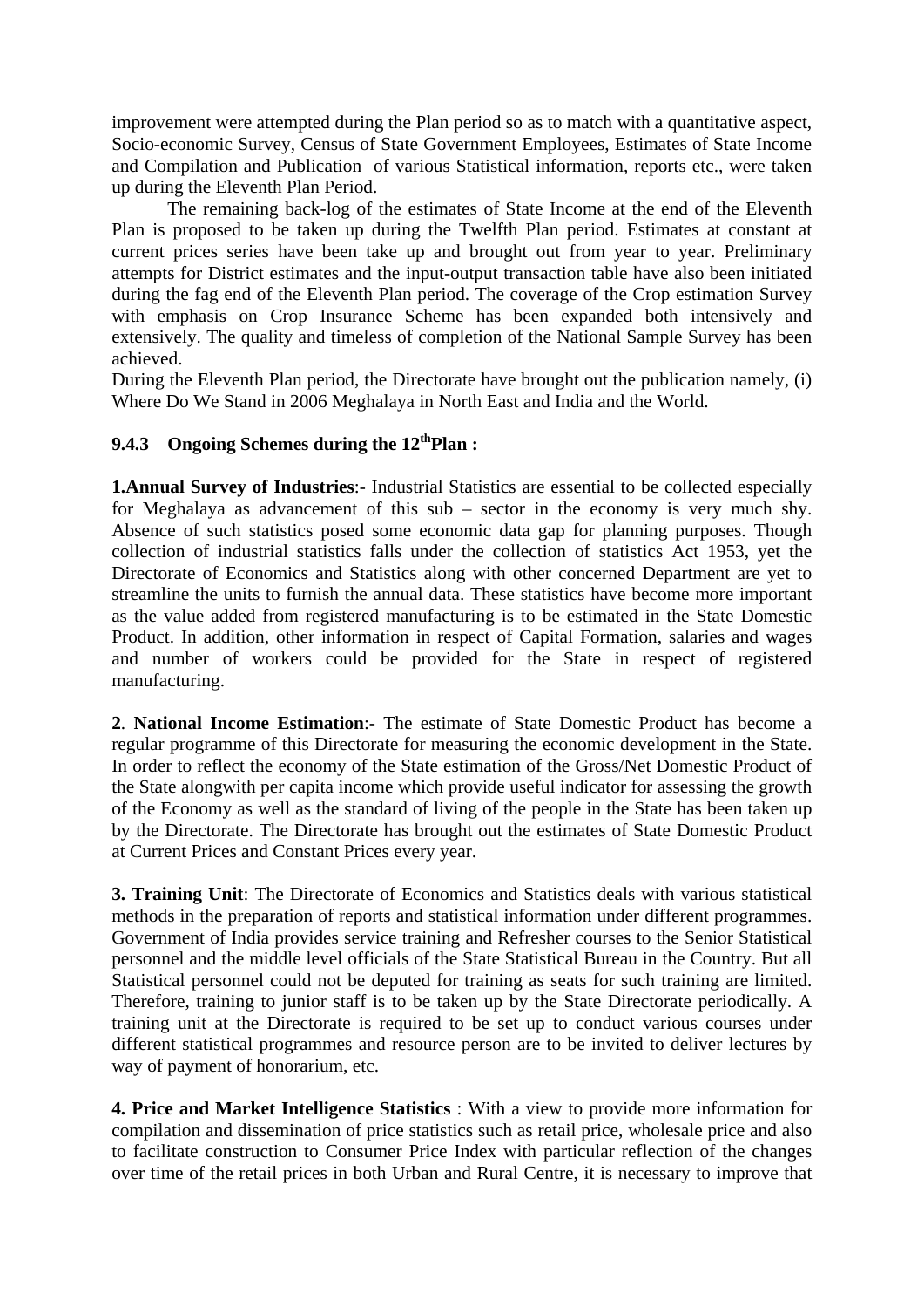improvement were attempted during the Plan period so as to match with a quantitative aspect, Socio-economic Survey, Census of State Government Employees, Estimates of State Income and Compilation and Publication of various Statistical information, reports etc., were taken up during the Eleventh Plan Period.

The remaining back-log of the estimates of State Income at the end of the Eleventh Plan is proposed to be taken up during the Twelfth Plan period. Estimates at constant at current prices series have been take up and brought out from year to year. Preliminary attempts for District estimates and the input-output transaction table have also been initiated during the fag end of the Eleventh Plan period. The coverage of the Crop estimation Survey with emphasis on Crop Insurance Scheme has been expanded both intensively and extensively. The quality and timeless of completion of the National Sample Survey has been achieved.

During the Eleventh Plan period, the Directorate have brought out the publication namely, (i) Where Do We Stand in 2006 Meghalaya in North East and India and the World.

### 9.4.3 Ongoing Schemes during the 12thPlan :

**1.Annual Survey of Industries**:- Industrial Statistics are essential to be collected especially for Meghalaya as advancement of this sub – sector in the economy is very much shy. Absence of such statistics posed some economic data gap for planning purposes. Though collection of industrial statistics falls under the collection of statistics Act 1953, yet the Directorate of Economics and Statistics along with other concerned Department are yet to streamline the units to furnish the annual data. These statistics have become more important as the value added from registered manufacturing is to be estimated in the State Domestic Product. In addition, other information in respect of Capital Formation, salaries and wages and number of workers could be provided for the State in respect of registered manufacturing.

**2**. **National Income Estimation**:- The estimate of State Domestic Product has become a regular programme of this Directorate for measuring the economic development in the State. In order to reflect the economy of the State estimation of the Gross/Net Domestic Product of the State alongwith per capita income which provide useful indicator for assessing the growth of the Economy as well as the standard of living of the people in the State has been taken up by the Directorate. The Directorate has brought out the estimates of State Domestic Product at Current Prices and Constant Prices every year.

**3. Training Unit**: The Directorate of Economics and Statistics deals with various statistical methods in the preparation of reports and statistical information under different programmes. Government of India provides service training and Refresher courses to the Senior Statistical personnel and the middle level officials of the State Statistical Bureau in the Country. But all Statistical personnel could not be deputed for training as seats for such training are limited. Therefore, training to junior staff is to be taken up by the State Directorate periodically. A training unit at the Directorate is required to be set up to conduct various courses under different statistical programmes and resource person are to be invited to deliver lectures by way of payment of honorarium, etc.

**4. Price and Market Intelligence Statistics** : With a view to provide more information for compilation and dissemination of price statistics such as retail price, wholesale price and also to facilitate construction to Consumer Price Index with particular reflection of the changes over time of the retail prices in both Urban and Rural Centre, it is necessary to improve that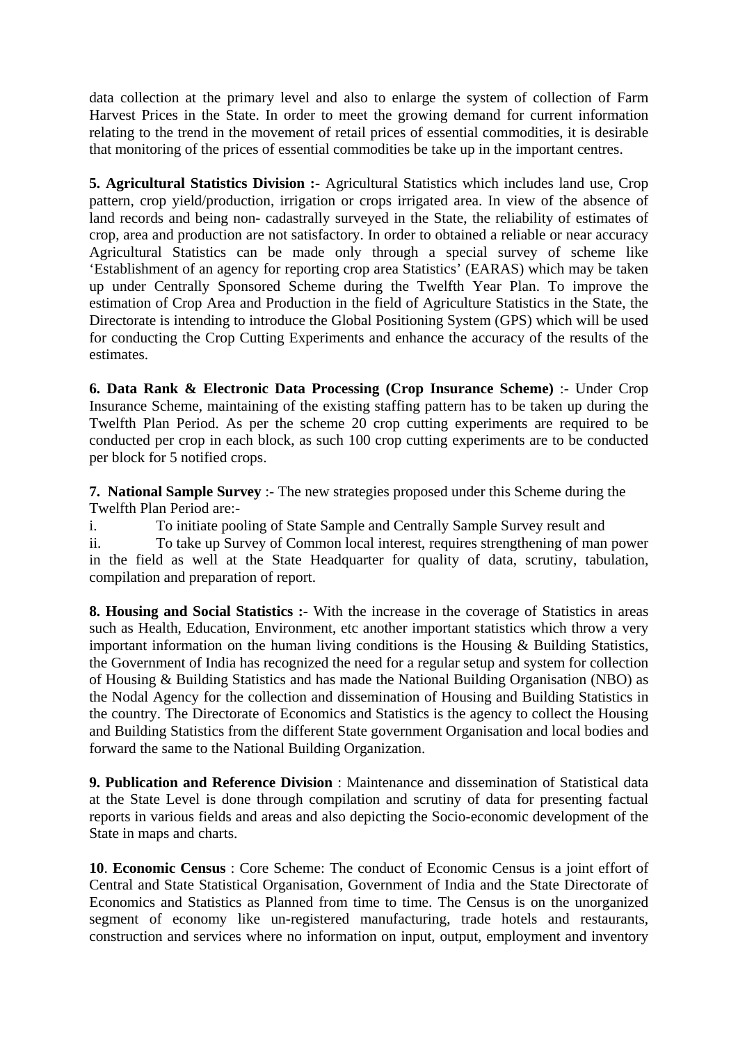data collection at the primary level and also to enlarge the system of collection of Farm Harvest Prices in the State. In order to meet the growing demand for current information relating to the trend in the movement of retail prices of essential commodities, it is desirable that monitoring of the prices of essential commodities be take up in the important centres.

**5. Agricultural Statistics Division :-** Agricultural Statistics which includes land use, Crop pattern, crop yield/production, irrigation or crops irrigated area. In view of the absence of land records and being non- cadastrally surveyed in the State, the reliability of estimates of crop, area and production are not satisfactory. In order to obtained a reliable or near accuracy Agricultural Statistics can be made only through a special survey of scheme like 'Establishment of an agency for reporting crop area Statistics' (EARAS) which may be taken up under Centrally Sponsored Scheme during the Twelfth Year Plan. To improve the estimation of Crop Area and Production in the field of Agriculture Statistics in the State, the Directorate is intending to introduce the Global Positioning System (GPS) which will be used for conducting the Crop Cutting Experiments and enhance the accuracy of the results of the estimates.

**6. Data Rank & Electronic Data Processing (Crop Insurance Scheme)** :- Under Crop Insurance Scheme, maintaining of the existing staffing pattern has to be taken up during the Twelfth Plan Period. As per the scheme 20 crop cutting experiments are required to be conducted per crop in each block, as such 100 crop cutting experiments are to be conducted per block for 5 notified crops.

**7. National Sample Survey** :- The new strategies proposed under this Scheme during the Twelfth Plan Period are:-

i. To initiate pooling of State Sample and Centrally Sample Survey result and

ii. To take up Survey of Common local interest, requires strengthening of man power in the field as well at the State Headquarter for quality of data, scrutiny, tabulation, compilation and preparation of report.

**8. Housing and Social Statistics :-** With the increase in the coverage of Statistics in areas such as Health, Education, Environment, etc another important statistics which throw a very important information on the human living conditions is the Housing & Building Statistics, the Government of India has recognized the need for a regular setup and system for collection of Housing & Building Statistics and has made the National Building Organisation (NBO) as the Nodal Agency for the collection and dissemination of Housing and Building Statistics in the country. The Directorate of Economics and Statistics is the agency to collect the Housing and Building Statistics from the different State government Organisation and local bodies and forward the same to the National Building Organization.

**9. Publication and Reference Division** : Maintenance and dissemination of Statistical data at the State Level is done through compilation and scrutiny of data for presenting factual reports in various fields and areas and also depicting the Socio-economic development of the State in maps and charts.

**10**. **Economic Census** : Core Scheme: The conduct of Economic Census is a joint effort of Central and State Statistical Organisation, Government of India and the State Directorate of Economics and Statistics as Planned from time to time. The Census is on the unorganized segment of economy like un-registered manufacturing, trade hotels and restaurants, construction and services where no information on input, output, employment and inventory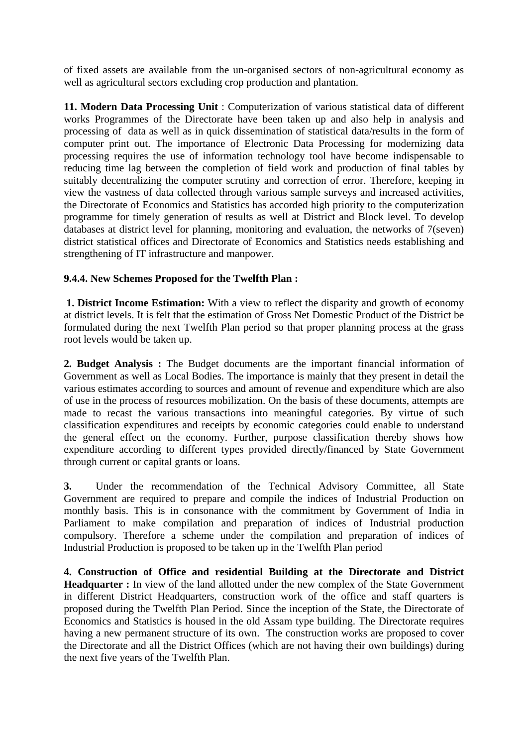of fixed assets are available from the un-organised sectors of non-agricultural economy as well as agricultural sectors excluding crop production and plantation.

**11. Modern Data Processing Unit** : Computerization of various statistical data of different works Programmes of the Directorate have been taken up and also help in analysis and processing of data as well as in quick dissemination of statistical data/results in the form of computer print out. The importance of Electronic Data Processing for modernizing data processing requires the use of information technology tool have become indispensable to reducing time lag between the completion of field work and production of final tables by suitably decentralizing the computer scrutiny and correction of error. Therefore, keeping in view the vastness of data collected through various sample surveys and increased activities, the Directorate of Economics and Statistics has accorded high priority to the computerization programme for timely generation of results as well at District and Block level. To develop databases at district level for planning, monitoring and evaluation, the networks of 7(seven) district statistical offices and Directorate of Economics and Statistics needs establishing and strengthening of IT infrastructure and manpower.

**9.4.4. New Schemes Proposed for the Twelfth Plan :**

**1. District Income Estimation:** With a view to reflect the disparity and growth of economy at district levels. It is felt that the estimation of Gross Net Domestic Product of the District be formulated during the next Twelfth Plan period so that proper planning process at the grass root levels would be taken up.

**2. Budget Analysis :** The Budget documents are the important financial information of Government as well as Local Bodies. The importance is mainly that they present in detail the various estimates according to sources and amount of revenue and expenditure which are also of use in the process of resources mobilization. On the basis of these documents, attempts are made to recast the various transactions into meaningful categories. By virtue of such classification expenditures and receipts by economic categories could enable to understand the general effect on the economy. Further, purpose classification thereby shows how expenditure according to different types provided directly/financed by State Government through current or capital grants or loans.

**3.** Under the recommendation of the Technical Advisory Committee, all State Government are required to prepare and compile the indices of Industrial Production on monthly basis. This is in consonance with the commitment by Government of India in Parliament to make compilation and preparation of indices of Industrial production compulsory. Therefore a scheme under the compilation and preparation of indices of Industrial Production is proposed to be taken up in the Twelfth Plan period

**4. Construction of Office and residential Building at the Directorate and District Headquarter :** In view of the land allotted under the new complex of the State Government in different District Headquarters, construction work of the office and staff quarters is proposed during the Twelfth Plan Period. Since the inception of the State, the Directorate of Economics and Statistics is housed in the old Assam type building. The Directorate requires having a new permanent structure of its own. The construction works are proposed to cover the Directorate and all the District Offices (which are not having their own buildings) during the next five years of the Twelfth Plan.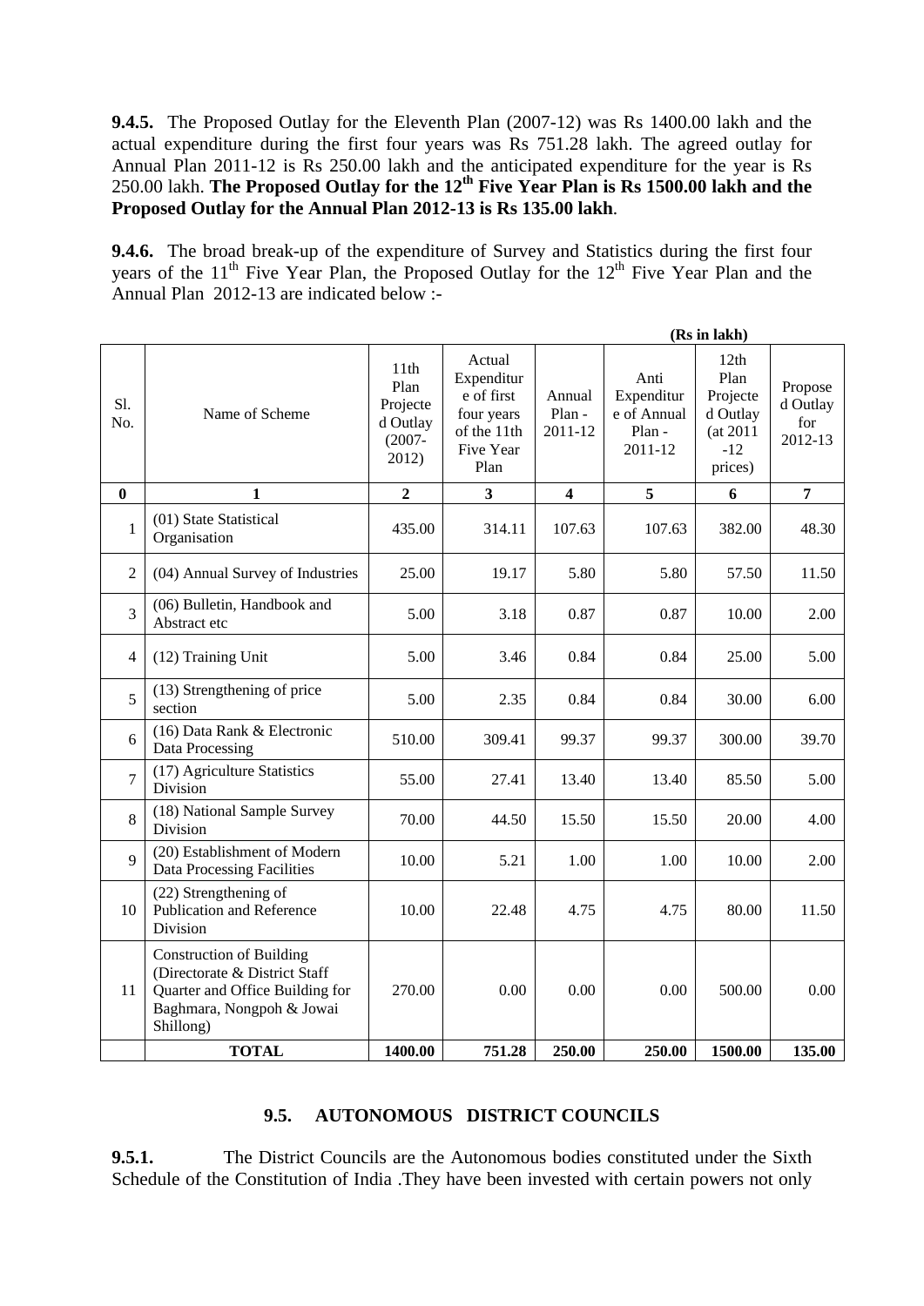**9.4.5.** The Proposed Outlay for the Eleventh Plan (2007-12) was Rs 1400.00 lakh and the actual expenditure during the first four years was Rs 751.28 lakh. The agreed outlay for Annual Plan 2011-12 is Rs 250.00 lakh and the anticipated expenditure for the year is Rs 250.00 lakh. **The Proposed Outlay for the 12th Five Year Plan is Rs 1500.00 lakh and the Proposed Outlay for the Annual Plan 2012-13 is Rs 135.00 lakh**.

**9.4.6.** The broad break-up of the expenditure of Survey and Statistics during the first four years of the 11th Five Year Plan, the Proposed Outlay for the 12th Five Year Plan and the Annual Plan 2012-13 are indicated below :-

**(Rs in lakh)**

| Sl. No. | Name of Scheme | 11th Plan Projected Outlay (2007-2012) | Actual Expenditure of first four years of the 11th Five Year Plan | Annual Plan - 2011-12 | Anti Expenditure of Annual Plan - 2011-12 | 12th Plan Projected Outlay (at 2011-12 prices) | Proposed Outlay for 2012-13 |
|---|---|---|---|---|---|---|---|
| **0** | **1** | **2** | **3** | **4** | **5** | **6** | **7** |
| 1 | (01) State Statistical Organisation | 435.00 | 314.11 | 107.63 | 107.63 | 382.00 | 48.30 |
| 2 | (04) Annual Survey of Industries | 25.00 | 19.17 | 5.80 | 5.80 | 57.50 | 11.50 |
| 3 | (06) Bulletin, Handbook and Abstract etc | 5.00 | 3.18 | 0.87 | 0.87 | 10.00 | 2.00 |
| 4 | (12) Training Unit | 5.00 | 3.46 | 0.84 | 0.84 | 25.00 | 5.00 |
| 5 | (13) Strengthening of price section | 5.00 | 2.35 | 0.84 | 0.84 | 30.00 | 6.00 |
| 6 | (16) Data Rank & Electronic Data Processing | 510.00 | 309.41 | 99.37 | 99.37 | 300.00 | 39.70 |
| 7 | (17) Agriculture Statistics Division | 55.00 | 27.41 | 13.40 | 13.40 | 85.50 | 5.00 |
| 8 | (18) National Sample Survey Division | 70.00 | 44.50 | 15.50 | 15.50 | 20.00 | 4.00 |
| 9 | (20) Establishment of Modern Data Processing Facilities | 10.00 | 5.21 | 1.00 | 1.00 | 10.00 | 2.00 |
| 10 | (22) Strengthening of Publication and Reference Division | 10.00 | 22.48 | 4.75 | 4.75 | 80.00 | 11.50 |
| 11 | Construction of Building (Directorate & District Staff Quarter and Office Building for Baghmara, Nongpoh & Jowai Shillong) | 270.00 | 0.00 | 0.00 | 0.00 | 500.00 | 0.00 |
| | **TOTAL** | **1400.00** | **751.28** | **250.00** | **250.00** | **1500.00** | **135.00** |

## 9.5. AUTONOMOUS DISTRICT COUNCILS

**9.5.1.** The District Councils are the Autonomous bodies constituted under the Sixth Schedule of the Constitution of India .They have been invested with certain powers not only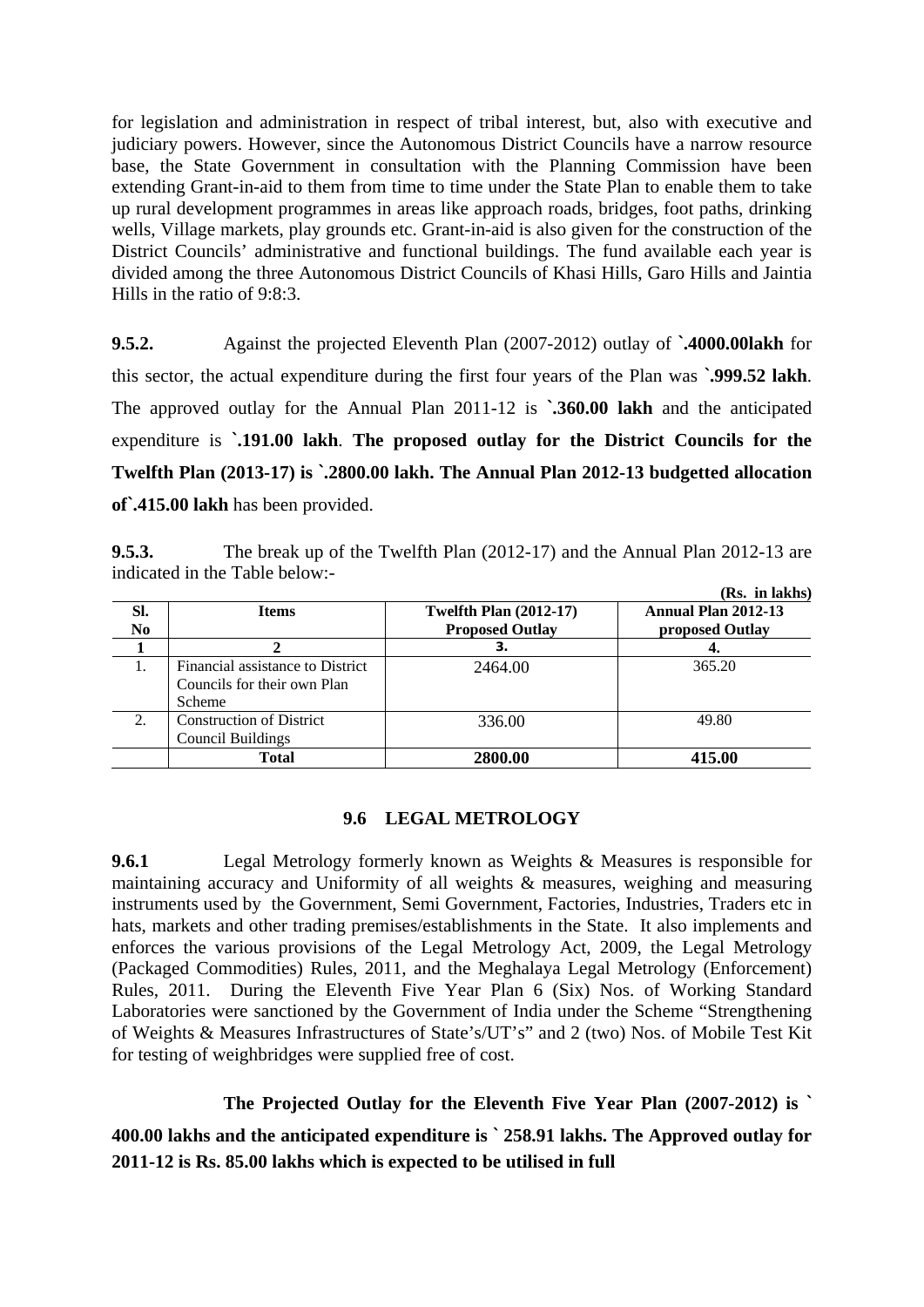for legislation and administration in respect of tribal interest, but, also with executive and judiciary powers. However, since the Autonomous District Councils have a narrow resource base, the State Government in consultation with the Planning Commission have been extending Grant-in-aid to them from time to time under the State Plan to enable them to take up rural development programmes in areas like approach roads, bridges, foot paths, drinking wells, Village markets, play grounds etc. Grant-in-aid is also given for the construction of the District Councils' administrative and functional buildings. The fund available each year is divided among the three Autonomous District Councils of Khasi Hills, Garo Hills and Jaintia Hills in the ratio of 9:8:3.

**9.5.2.** Against the projected Eleventh Plan (2007-2012) outlay of **`.4000.00lakh** for this sector, the actual expenditure during the first four years of the Plan was **`.999.52 lakh**. The approved outlay for the Annual Plan 2011-12 is **`.360.00 lakh** and the anticipated expenditure is **`.191.00 lakh**. **The proposed outlay for the District Councils for the Twelfth Plan (2013-17) is `.2800.00 lakh. The Annual Plan 2012-13 budgetted allocation of`.415.00 lakh** has been provided.

**9.5.3.** The break up of the Twelfth Plan (2012-17) and the Annual Plan 2012-13 are indicated in the Table below:-

**(Rs. in lakhs)**

| Sl. No | Items | Twelfth Plan (2012-17) Proposed Outlay | Annual Plan 2012-13 proposed Outlay |
|---|---|---|---|
| 1 | 2 | 3. | 4. |
| 1. | Financial assistance to District Councils for their own Plan Scheme | 2464.00 | 365.20 |
| 2. | Construction of District Council Buildings | 336.00 | 49.80 |
| | **Total** | **2800.00** | **415.00** |

## 9.6 LEGAL METROLOGY

**9.6.1** Legal Metrology formerly known as Weights & Measures is responsible for maintaining accuracy and Uniformity of all weights & measures, weighing and measuring instruments used by the Government, Semi Government, Factories, Industries, Traders etc in hats, markets and other trading premises/establishments in the State. It also implements and enforces the various provisions of the Legal Metrology Act, 2009, the Legal Metrology (Packaged Commodities) Rules, 2011, and the Meghalaya Legal Metrology (Enforcement) Rules, 2011. During the Eleventh Five Year Plan 6 (Six) Nos. of Working Standard Laboratories were sanctioned by the Government of India under the Scheme "Strengthening of Weights & Measures Infrastructures of State's/UT's" and 2 (two) Nos. of Mobile Test Kit for testing of weighbridges were supplied free of cost.

**The Projected Outlay for the Eleventh Five Year Plan (2007-2012) is ` 400.00 lakhs and the anticipated expenditure is ` 258.91 lakhs. The Approved outlay for 2011-12 is Rs. 85.00 lakhs which is expected to be utilised in full**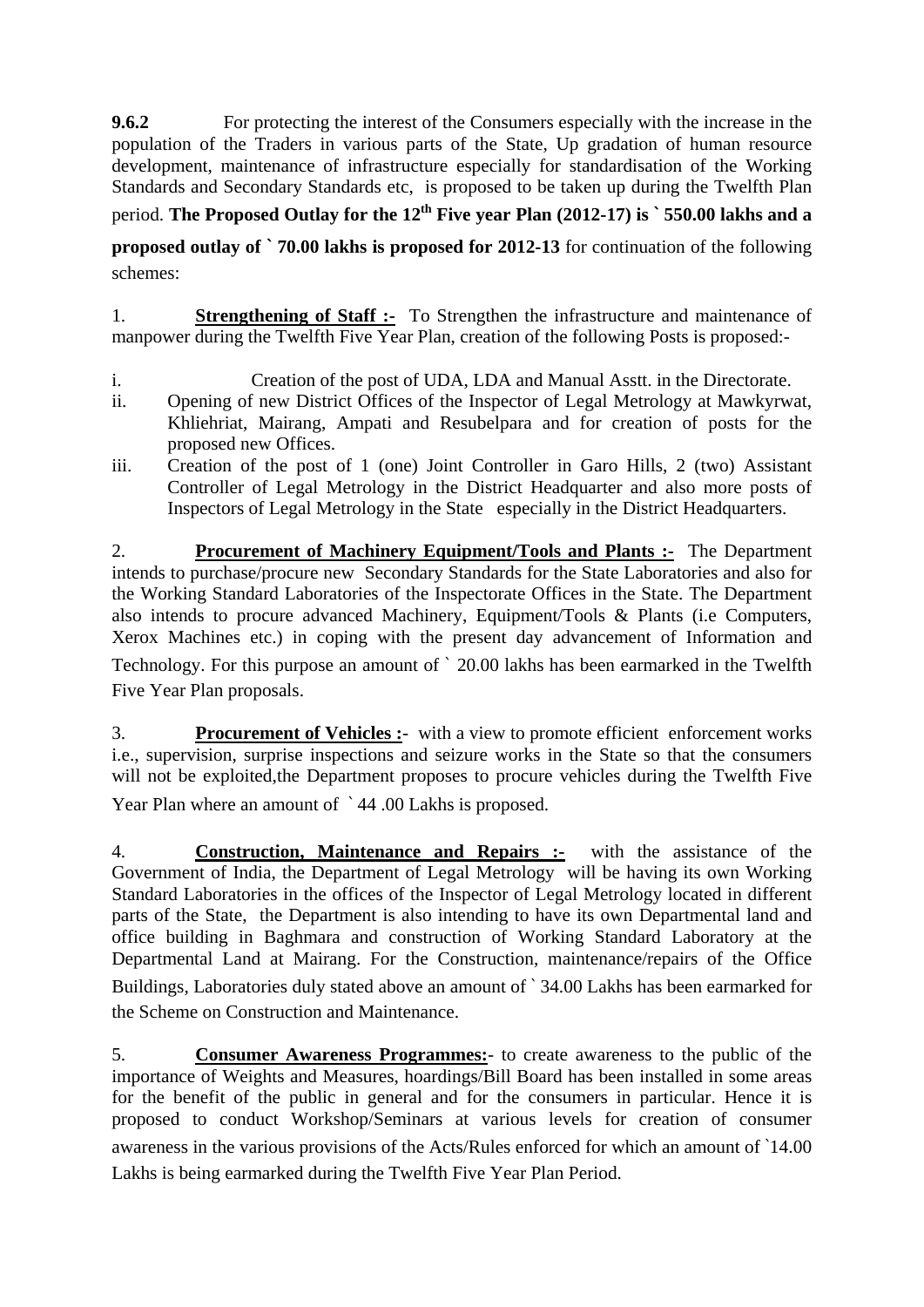**9.6.2** For protecting the interest of the Consumers especially with the increase in the population of the Traders in various parts of the State, Up gradation of human resource development, maintenance of infrastructure especially for standardisation of the Working Standards and Secondary Standards etc, is proposed to be taken up during the Twelfth Plan period. **The Proposed Outlay for the 12th Five year Plan (2012-17) is ` 550.00 lakhs and a proposed outlay of ` 70.00 lakhs is proposed for 2012-13** for continuation of the following schemes:

1. **Strengthening of Staff :-** To Strengthen the infrastructure and maintenance of manpower during the Twelfth Five Year Plan, creation of the following Posts is proposed:-

   i. Creation of the post of UDA, LDA and Manual Asstt. in the Directorate.
   ii. Opening of new District Offices of the Inspector of Legal Metrology at Mawkyrwat, Khliehriat, Mairang, Ampati and Resubelpara and for creation of posts for the proposed new Offices.
   iii. Creation of the post of 1 (one) Joint Controller in Garo Hills, 2 (two) Assistant Controller of Legal Metrology in the District Headquarter and also more posts of Inspectors of Legal Metrology in the State especially in the District Headquarters.

2. **Procurement of Machinery Equipment/Tools and Plants :-** The Department intends to purchase/procure new Secondary Standards for the State Laboratories and also for the Working Standard Laboratories of the Inspectorate Offices in the State. The Department also intends to procure advanced Machinery, Equipment/Tools & Plants (i.e Computers, Xerox Machines etc.) in coping with the present day advancement of Information and Technology. For this purpose an amount of ` 20.00 lakhs has been earmarked in the Twelfth Five Year Plan proposals.

3. **Procurement of Vehicles :-** with a view to promote efficient enforcement works i.e., supervision, surprise inspections and seizure works in the State so that the consumers will not be exploited,the Department proposes to procure vehicles during the Twelfth Five Year Plan where an amount of ` 44 .00 Lakhs is proposed.

4. **Construction, Maintenance and Repairs :-** with the assistance of the Government of India, the Department of Legal Metrology will be having its own Working Standard Laboratories in the offices of the Inspector of Legal Metrology located in different parts of the State, the Department is also intending to have its own Departmental land and office building in Baghmara and construction of Working Standard Laboratory at the Departmental Land at Mairang. For the Construction, maintenance/repairs of the Office Buildings, Laboratories duly stated above an amount of ` 34.00 Lakhs has been earmarked for the Scheme on Construction and Maintenance.

5. **Consumer Awareness Programmes:-** to create awareness to the public of the importance of Weights and Measures, hoardings/Bill Board has been installed in some areas for the benefit of the public in general and for the consumers in particular. Hence it is proposed to conduct Workshop/Seminars at various levels for creation of consumer awareness in the various provisions of the Acts/Rules enforced for which an amount of `14.00 Lakhs is being earmarked during the Twelfth Five Year Plan Period.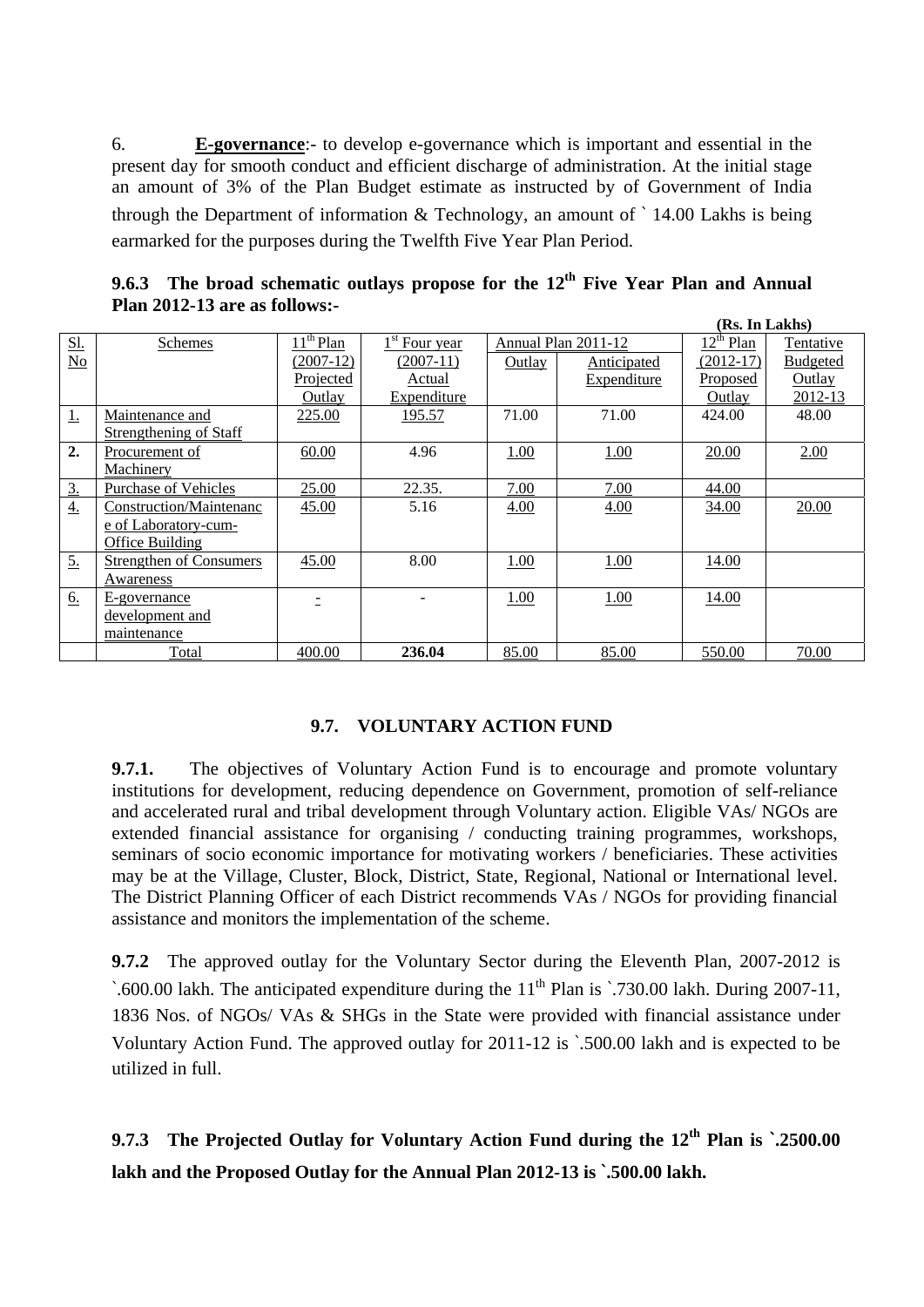6. **E-governance**:- to develop e-governance which is important and essential in the present day for smooth conduct and efficient discharge of administration. At the initial stage an amount of 3% of the Plan Budget estimate as instructed by of Government of India through the Department of information & Technology, an amount of ` 14.00 Lakhs is being earmarked for the purposes during the Twelfth Five Year Plan Period.

**9.6.3 The broad schematic outlays propose for the 12th Five Year Plan and Annual Plan 2012-13 are as follows:-**

**(Rs. In Lakhs)**

| Sl. No | Schemes | 11th Plan (2007-12) Projected Outlay | 1st Four year (2007-11) Actual Expenditure | Annual Plan 2011-12 | | 12th Plan (2012-17) Proposed Outlay | Tentative Budgeted Outlay 2012-13 |
|---|---|---|---|---|---|---|---|
| | | | | Outlay | Anticipated Expenditure | | |
| 1. | Maintenance and Strengthening of Staff | 225.00 | 195.57 | 71.00 | 71.00 | 424.00 | 48.00 |
| 2. | Procurement of Machinery | 60.00 | 4.96 | 1.00 | 1.00 | 20.00 | 2.00 |
| 3. | Purchase of Vehicles | 25.00 | 22.35. | 7.00 | 7.00 | 44.00 | |
| 4. | Construction/Maintenance of Laboratory-cum-Office Building | 45.00 | 5.16 | 4.00 | 4.00 | 34.00 | 20.00 |
| 5. | Strengthen of Consumers Awareness | 45.00 | 8.00 | 1.00 | 1.00 | 14.00 | |
| 6. | E-governance development and maintenance | - | - | 1.00 | 1.00 | 14.00 | |
| | Total | 400.00 | **236.04** | 85.00 | 85.00 | 550.00 | 70.00 |

## 9.7. VOLUNTARY ACTION FUND

**9.7.1.** The objectives of Voluntary Action Fund is to encourage and promote voluntary institutions for development, reducing dependence on Government, promotion of self-reliance and accelerated rural and tribal development through Voluntary action. Eligible VAs/ NGOs are extended financial assistance for organising / conducting training programmes, workshops, seminars of socio economic importance for motivating workers / beneficiaries. These activities may be at the Village, Cluster, Block, District, State, Regional, National or International level. The District Planning Officer of each District recommends VAs / NGOs for providing financial assistance and monitors the implementation of the scheme.

**9.7.2** The approved outlay for the Voluntary Sector during the Eleventh Plan, 2007-2012 is `.600.00 lakh. The anticipated expenditure during the 11th Plan is `.730.00 lakh. During 2007-11, 1836 Nos. of NGOs/ VAs & SHGs in the State were provided with financial assistance under Voluntary Action Fund. The approved outlay for 2011-12 is `.500.00 lakh and is expected to be utilized in full.

**9.7.3 The Projected Outlay for Voluntary Action Fund during the 12th Plan is `.2500.00 lakh and the Proposed Outlay for the Annual Plan 2012-13 is `.500.00 lakh.**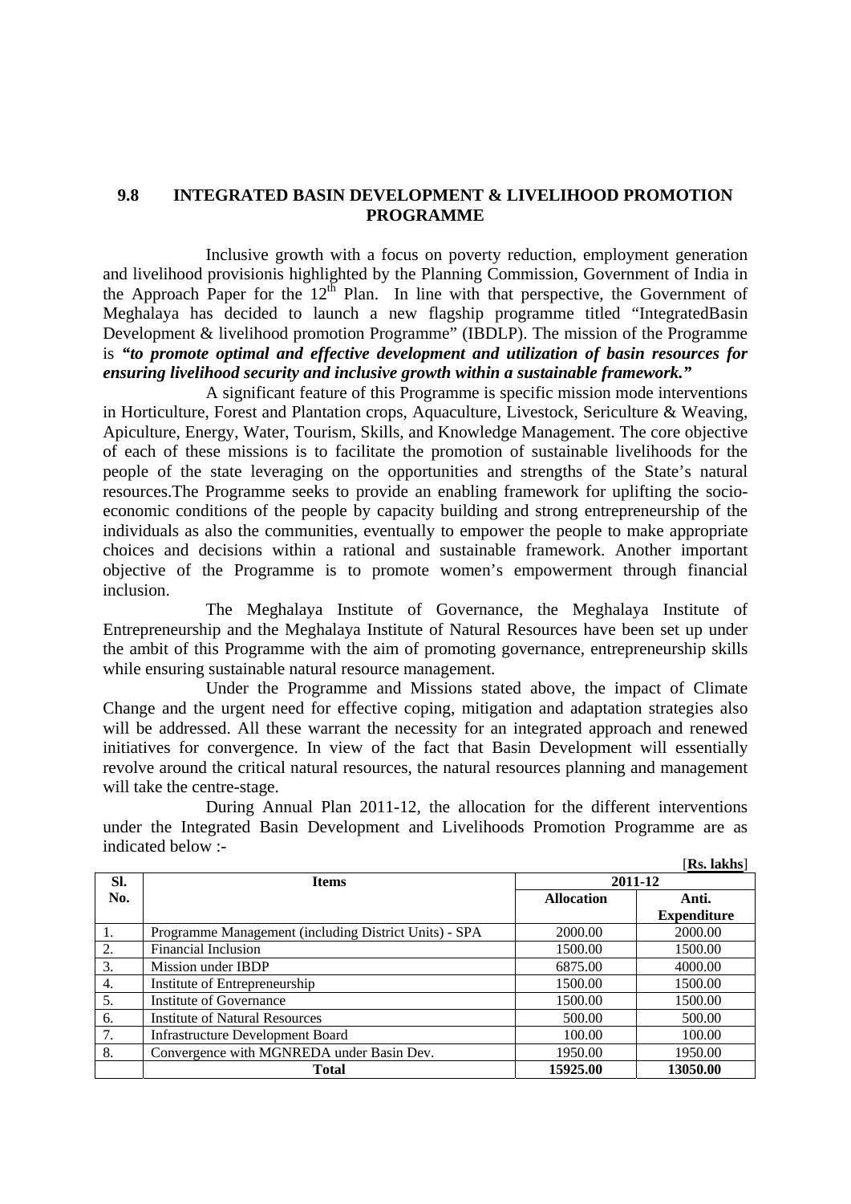## 9.8 INTEGRATED BASIN DEVELOPMENT & LIVELIHOOD PROMOTION PROGRAMME

Inclusive growth with a focus on poverty reduction, employment generation and livelihood provisionis highlighted by the Planning Commission, Government of India in the Approach Paper for the 12th Plan. In line with that perspective, the Government of Meghalaya has decided to launch a new flagship programme titled "IntegratedBasin Development & livelihood promotion Programme" (IBDLP). The mission of the Programme is ***"to promote optimal and effective development and utilization of basin resources for ensuring livelihood security and inclusive growth within a sustainable framework."***

A significant feature of this Programme is specific mission mode interventions in Horticulture, Forest and Plantation crops, Aquaculture, Livestock, Sericulture & Weaving, Apiculture, Energy, Water, Tourism, Skills, and Knowledge Management. The core objective of each of these missions is to facilitate the promotion of sustainable livelihoods for the people of the state leveraging on the opportunities and strengths of the State's natural resources.The Programme seeks to provide an enabling framework for uplifting the socio-economic conditions of the people by capacity building and strong entrepreneurship of the individuals as also the communities, eventually to empower the people to make appropriate choices and decisions within a rational and sustainable framework. Another important objective of the Programme is to promote women's empowerment through financial inclusion.

The Meghalaya Institute of Governance, the Meghalaya Institute of Entrepreneurship and the Meghalaya Institute of Natural Resources have been set up under the ambit of this Programme with the aim of promoting governance, entrepreneurship skills while ensuring sustainable natural resource management.

Under the Programme and Missions stated above, the impact of Climate Change and the urgent need for effective coping, mitigation and adaptation strategies also will be addressed. All these warrant the necessity for an integrated approach and renewed initiatives for convergence. In view of the fact that Basin Development will essentially revolve around the critical natural resources, the natural resources planning and management will take the centre-stage.

During Annual Plan 2011-12, the allocation for the different interventions under the Integrated Basin Development and Livelihoods Promotion Programme are as indicated below :-

[**Rs. lakhs**]

| Sl. No. | Items | 2011-12 | |
|---|---|---|---|
| | | **Allocation** | **Anti. Expenditure** |
| 1. | Programme Management (including District Units) - SPA | 2000.00 | 2000.00 |
| 2. | Financial Inclusion | 1500.00 | 1500.00 |
| 3. | Mission under IBDP | 6875.00 | 4000.00 |
| 4. | Institute of Entrepreneurship | 1500.00 | 1500.00 |
| 5. | Institute of Governance | 1500.00 | 1500.00 |
| 6. | Institute of Natural Resources | 500.00 | 500.00 |
| 7. | Infrastructure Development Board | 100.00 | 100.00 |
| 8. | Convergence with MGNREDA under Basin Dev. | 1950.00 | 1950.00 |
| | **Total** | **15925.00** | **13050.00** |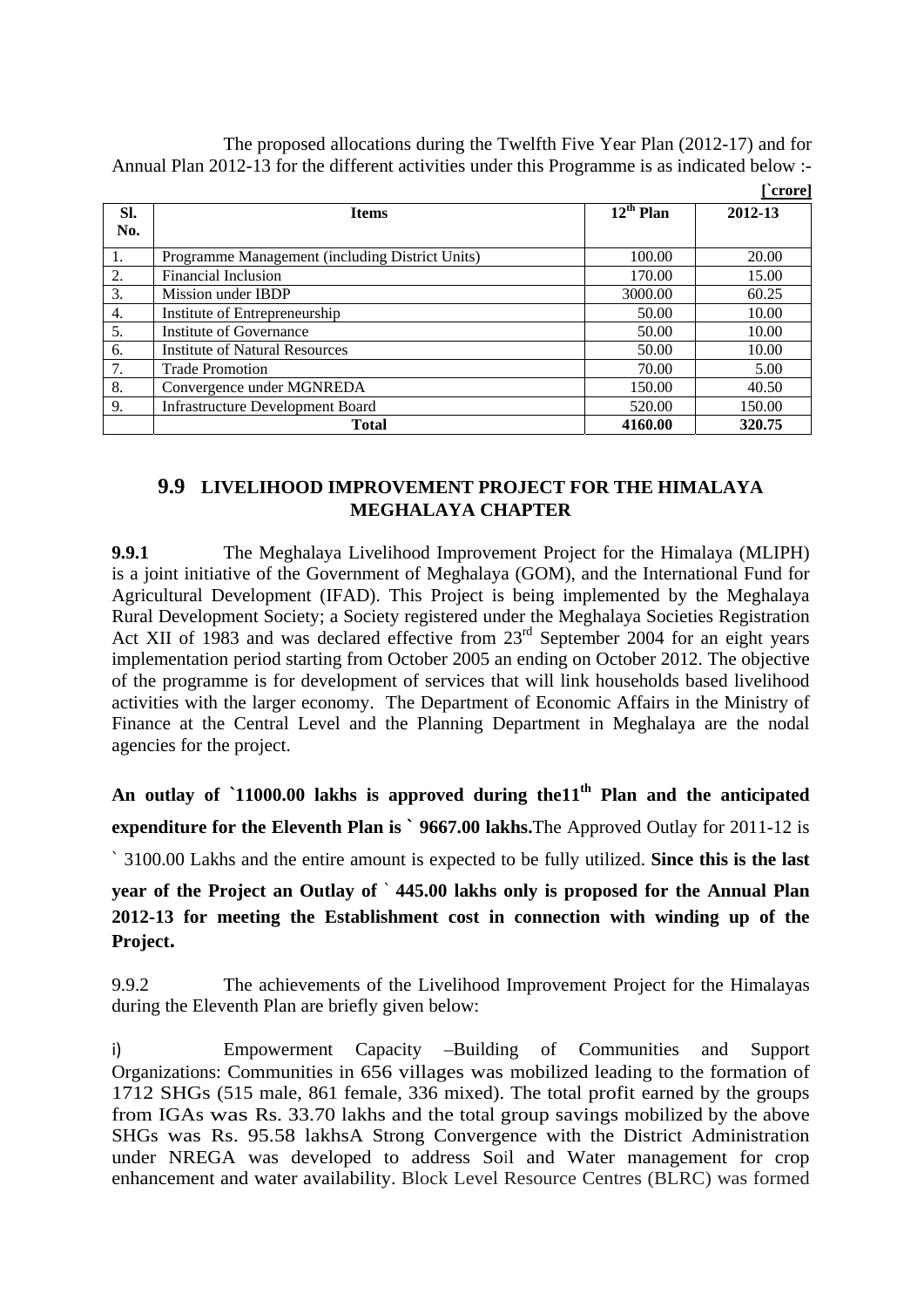The proposed allocations during the Twelfth Five Year Plan (2012-17) and for Annual Plan 2012-13 for the different activities under this Programme is as indicated below :-

[`crore]

| Sl. No. | Items | 12th Plan | 2012-13 |
|---|---|---|---|
| 1. | Programme Management (including District Units) | 100.00 | 20.00 |
| 2. | Financial Inclusion | 170.00 | 15.00 |
| 3. | Mission under IBDP | 3000.00 | 60.25 |
| 4. | Institute of Entrepreneurship | 50.00 | 10.00 |
| 5. | Institute of Governance | 50.00 | 10.00 |
| 6. | Institute of Natural Resources | 50.00 | 10.00 |
| 7. | Trade Promotion | 70.00 | 5.00 |
| 8. | Convergence under MGNREDA | 150.00 | 40.50 |
| 9. | Infrastructure Development Board | 520.00 | 150.00 |
| | **Total** | **4160.00** | **320.75** |

## 9.9 LIVELIHOOD IMPROVEMENT PROJECT FOR THE HIMALAYA MEGHALAYA CHAPTER

**9.9.1** The Meghalaya Livelihood Improvement Project for the Himalaya (MLIPH) is a joint initiative of the Government of Meghalaya (GOM), and the International Fund for Agricultural Development (IFAD). This Project is being implemented by the Meghalaya Rural Development Society; a Society registered under the Meghalaya Societies Registration Act XII of 1983 and was declared effective from 23rd September 2004 for an eight years implementation period starting from October 2005 an ending on October 2012. The objective of the programme is for development of services that will link households based livelihood activities with the larger economy. The Department of Economic Affairs in the Ministry of Finance at the Central Level and the Planning Department in Meghalaya are the nodal agencies for the project.

**An outlay of `11000.00 lakhs is approved during the11th Plan and the anticipated expenditure for the Eleventh Plan is ` 9667.00 lakhs.**The Approved Outlay for 2011-12 is ` 3100.00 Lakhs and the entire amount is expected to be fully utilized. **Since this is the last year of the Project an Outlay of ` 445.00 lakhs only is proposed for the Annual Plan 2012-13 for meeting the Establishment cost in connection with winding up of the Project.**

9.9.2 The achievements of the Livelihood Improvement Project for the Himalayas during the Eleventh Plan are briefly given below:

i) Empowerment Capacity –Building of Communities and Support Organizations: Communities in 656 villages was mobilized leading to the formation of 1712 SHGs (515 male, 861 female, 336 mixed). The total profit earned by the groups from IGAs was Rs. 33.70 lakhs and the total group savings mobilized by the above SHGs was Rs. 95.58 lakhsA Strong Convergence with the District Administration under NREGA was developed to address Soil and Water management for crop enhancement and water availability. Block Level Resource Centres (BLRC) was formed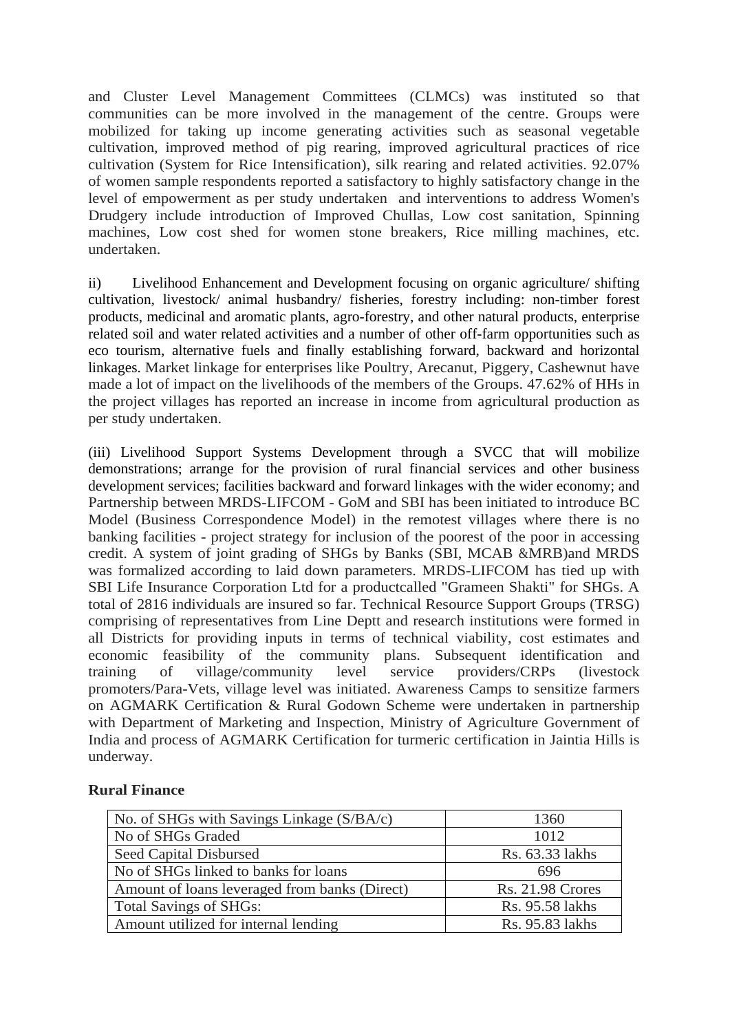and Cluster Level Management Committees (CLMCs) was instituted so that communities can be more involved in the management of the centre. Groups were mobilized for taking up income generating activities such as seasonal vegetable cultivation, improved method of pig rearing, improved agricultural practices of rice cultivation (System for Rice Intensification), silk rearing and related activities. 92.07% of women sample respondents reported a satisfactory to highly satisfactory change in the level of empowerment as per study undertaken and interventions to address Women's Drudgery include introduction of Improved Chullas, Low cost sanitation, Spinning machines, Low cost shed for women stone breakers, Rice milling machines, etc. undertaken.

ii) Livelihood Enhancement and Development focusing on organic agriculture/ shifting cultivation, livestock/ animal husbandry/ fisheries, forestry including: non-timber forest products, medicinal and aromatic plants, agro-forestry, and other natural products, enterprise related soil and water related activities and a number of other off-farm opportunities such as eco tourism, alternative fuels and finally establishing forward, backward and horizontal linkages. Market linkage for enterprises like Poultry, Arecanut, Piggery, Cashewnut have made a lot of impact on the livelihoods of the members of the Groups. 47.62% of HHs in the project villages has reported an increase in income from agricultural production as per study undertaken.

(iii) Livelihood Support Systems Development through a SVCC that will mobilize demonstrations; arrange for the provision of rural financial services and other business development services; facilities backward and forward linkages with the wider economy; and Partnership between MRDS-LIFCOM - GoM and SBI has been initiated to introduce BC Model (Business Correspondence Model) in the remotest villages where there is no banking facilities - project strategy for inclusion of the poorest of the poor in accessing credit. A system of joint grading of SHGs by Banks (SBI, MCAB &MRB)and MRDS was formalized according to laid down parameters. MRDS-LIFCOM has tied up with SBI Life Insurance Corporation Ltd for a productcalled "Grameen Shakti" for SHGs. A total of 2816 individuals are insured so far. Technical Resource Support Groups (TRSG) comprising of representatives from Line Deptt and research institutions were formed in all Districts for providing inputs in terms of technical viability, cost estimates and economic feasibility of the community plans. Subsequent identification and training of village/community level service providers/CRPs (livestock promoters/Para-Vets, village level was initiated. Awareness Camps to sensitize farmers on AGMARK Certification & Rural Godown Scheme were undertaken in partnership with Department of Marketing and Inspection, Ministry of Agriculture Government of India and process of AGMARK Certification for turmeric certification in Jaintia Hills is underway.

**Rural Finance**

| | |
|---|---|
| No. of SHGs with Savings Linkage (S/BA/c) | 1360 |
| No of SHGs Graded | 1012 |
| Seed Capital Disbursed | Rs. 63.33 lakhs |
| No of SHGs linked to banks for loans | 696 |
| Amount of loans leveraged from banks (Direct) | Rs. 21.98 Crores |
| Total Savings of SHGs: | Rs. 95.58 lakhs |
| Amount utilized for internal lending | Rs. 95.83 lakhs |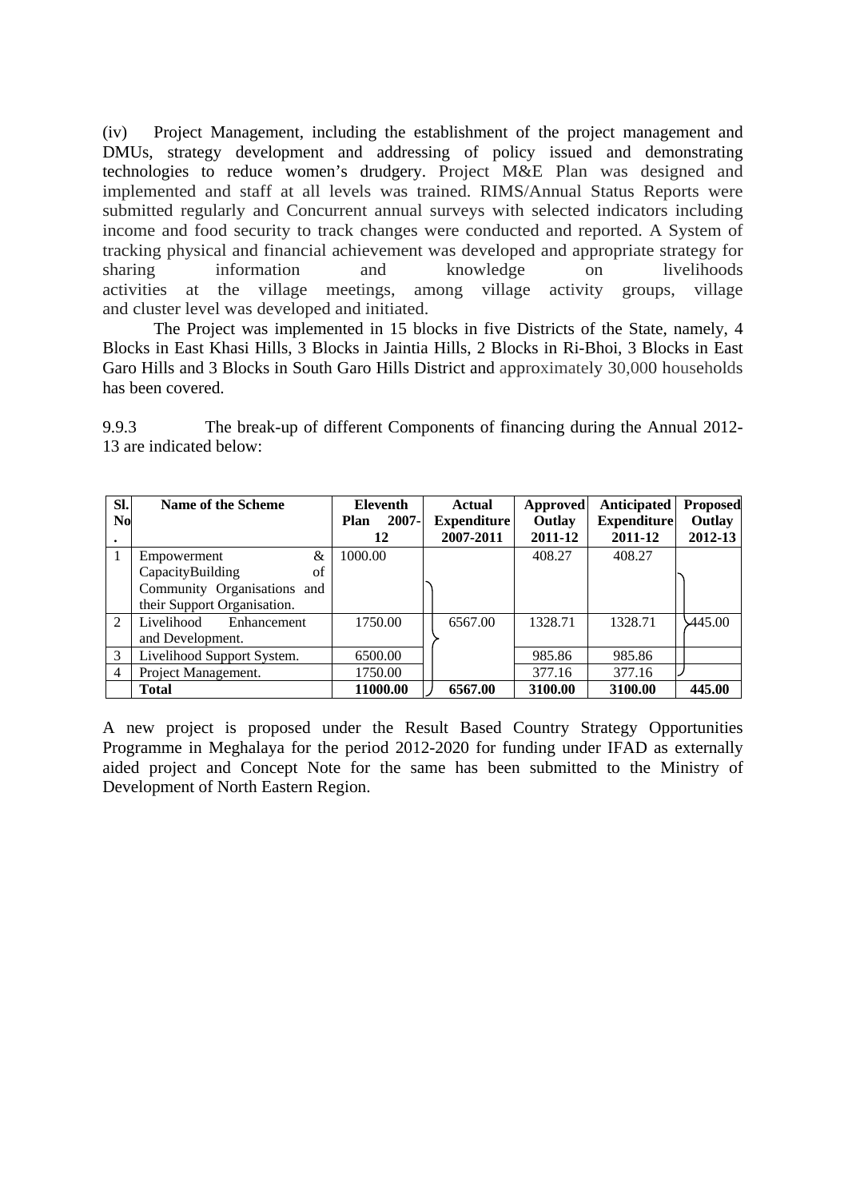(iv) Project Management, including the establishment of the project management and DMUs, strategy development and addressing of policy issued and demonstrating technologies to reduce women's drudgery. Project M&E Plan was designed and implemented and staff at all levels was trained. RIMS/Annual Status Reports were submitted regularly and Concurrent annual surveys with selected indicators including income and food security to track changes were conducted and reported. A System of tracking physical and financial achievement was developed and appropriate strategy for sharing information and knowledge on livelihoods activities at the village meetings, among village activity groups, village and cluster level was developed and initiated.

The Project was implemented in 15 blocks in five Districts of the State, namely, 4 Blocks in East Khasi Hills, 3 Blocks in Jaintia Hills, 2 Blocks in Ri-Bhoi, 3 Blocks in East Garo Hills and 3 Blocks in South Garo Hills District and approximately 30,000 households has been covered.

9.9.3 The break-up of different Components of financing during the Annual 2012-13 are indicated below:

| Sl. No. | Name of the Scheme | Eleventh Plan 2007-12 | Actual Expenditure 2007-2011 | Approved Outlay 2011-12 | Anticipated Expenditure 2011-12 | Proposed Outlay 2012-13 |
|---|---|---|---|---|---|---|
| 1 | Empowerment & CapacityBuilding of Community Organisations and their Support Organisation. | 1000.00 | | 408.27 | 408.27 | |
| 2 | Livelihood Enhancement and Development. | 1750.00 | 6567.00 | 1328.71 | 1328.71 | 445.00 |
| 3 | Livelihood Support System. | 6500.00 | | 985.86 | 985.86 | |
| 4 | Project Management. | 1750.00 | | 377.16 | 377.16 | |
| | **Total** | **11000.00** | **6567.00** | **3100.00** | **3100.00** | **445.00** |

A new project is proposed under the Result Based Country Strategy Opportunities Programme in Meghalaya for the period 2012-2020 for funding under IFAD as externally aided project and Concept Note for the same has been submitted to the Ministry of Development of North Eastern Region.